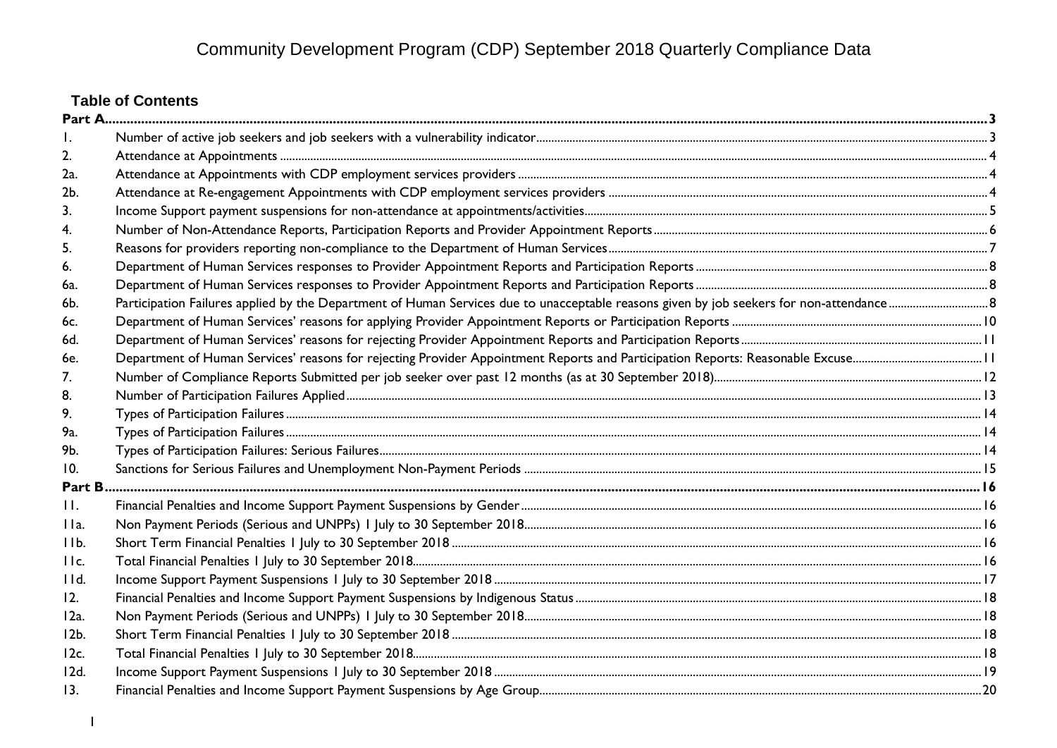# Community Development Program (CDP) September 2018 Quarterly Compliance Data

## Table of Contents

| | | |
|---|---|---|
| **Part A** | | **3** |
| 1. | Number of active job seekers and job seekers with a vulnerability indicator | 3 |
| 2. | Attendance at Appointments | 4 |
| 2a. | Attendance at Appointments with CDP employment services providers | 4 |
| 2b. | Attendance at Re-engagement Appointments with CDP employment services providers | 4 |
| 3. | Income Support payment suspensions for non-attendance at appointments/activities | 5 |
| 4. | Number of Non-Attendance Reports, Participation Reports and Provider Appointment Reports | 6 |
| 5. | Reasons for providers reporting non-compliance to the Department of Human Services | 7 |
| 6. | Department of Human Services responses to Provider Appointment Reports and Participation Reports | 8 |
| 6a. | Department of Human Services responses to Provider Appointment Reports and Participation Reports | 8 |
| 6b. | Participation Failures applied by the Department of Human Services due to unacceptable reasons given by job seekers for non-attendance | 8 |
| 6c. | Department of Human Services' reasons for applying Provider Appointment Reports or Participation Reports | 10 |
| 6d. | Department of Human Services' reasons for rejecting Provider Appointment Reports and Participation Reports | 11 |
| 6e. | Department of Human Services' reasons for rejecting Provider Appointment Reports and Participation Reports: Reasonable Excuse | 11 |
| 7. | Number of Compliance Reports Submitted per job seeker over past 12 months (as at 30 September 2018) | 12 |
| 8. | Number of Participation Failures Applied | 13 |
| 9. | Types of Participation Failures | 14 |
| 9a. | Types of Participation Failures | 14 |
| 9b. | Types of Participation Failures: Serious Failures | 14 |
| 10. | Sanctions for Serious Failures and Unemployment Non-Payment Periods | 15 |
| **Part B** | | **16** |
| 11. | Financial Penalties and Income Support Payment Suspensions by Gender | 16 |
| 11a. | Non Payment Periods (Serious and UNPPs) 1 July to 30 September 2018 | 16 |
| 11b. | Short Term Financial Penalties 1 July to 30 September 2018 | 16 |
| 11c. | Total Financial Penalties 1 July to 30 September 2018 | 16 |
| 11d. | Income Support Payment Suspensions 1 July to 30 September 2018 | 17 |
| 12. | Financial Penalties and Income Support Payment Suspensions by Indigenous Status | 18 |
| 12a. | Non Payment Periods (Serious and UNPPs) 1 July to 30 September 2018 | 18 |
| 12b. | Short Term Financial Penalties 1 July to 30 September 2018 | 18 |
| 12c. | Total Financial Penalties 1 July to 30 September 2018 | 18 |
| 12d. | Income Support Payment Suspensions 1 July to 30 September 2018 | 19 |
| 13. | Financial Penalties and Income Support Payment Suspensions by Age Group | 20 |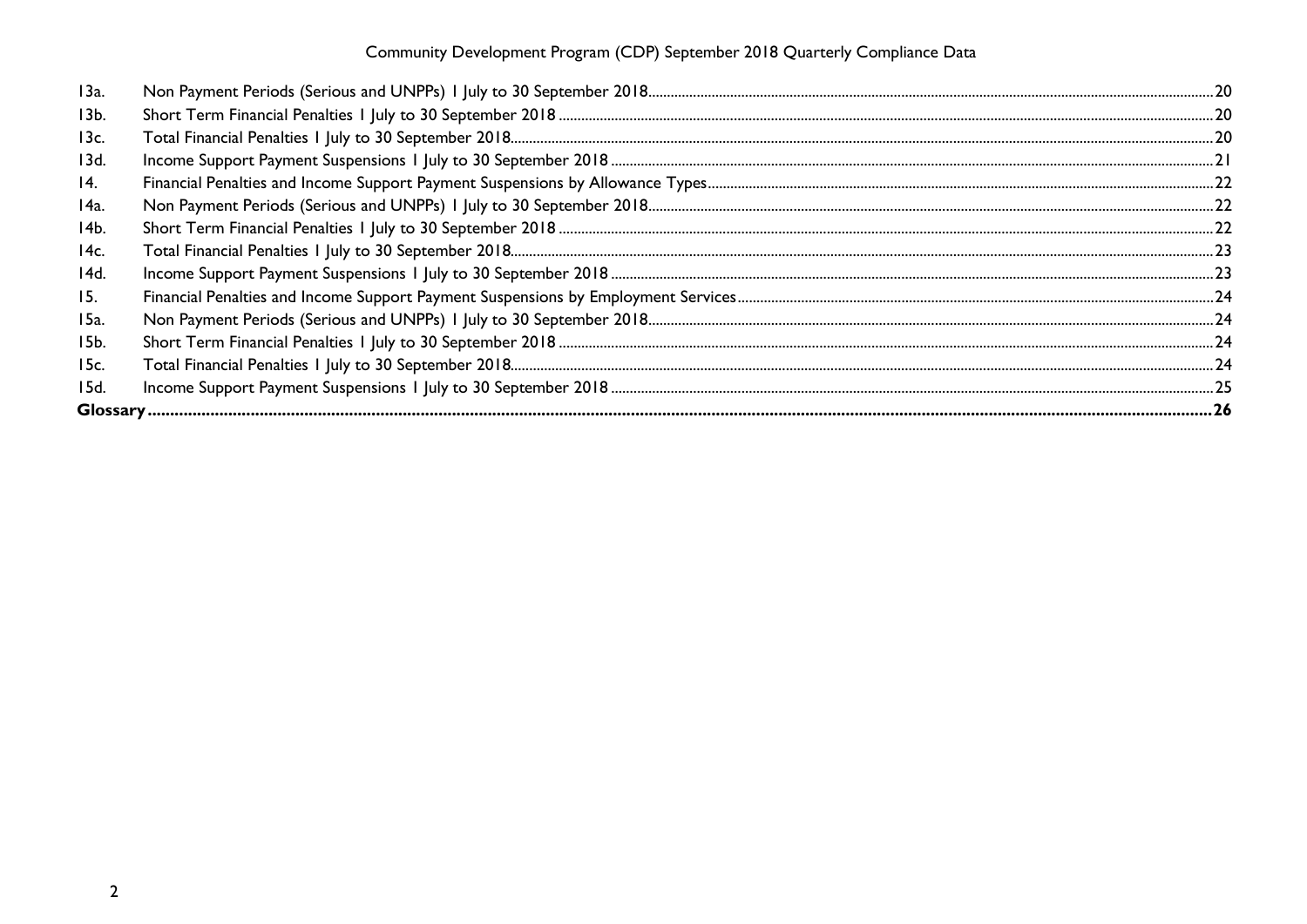| | | |
|---|---|---|
| 13a. | Non Payment Periods (Serious and UNPPs) 1 July to 30 September 2018 | 20 |
| 13b. | Short Term Financial Penalties 1 July to 30 September 2018 | 20 |
| 13c. | Total Financial Penalties 1 July to 30 September 2018 | 20 |
| 13d. | Income Support Payment Suspensions 1 July to 30 September 2018 | 21 |
| 14. | Financial Penalties and Income Support Payment Suspensions by Allowance Types | 22 |
| 14a. | Non Payment Periods (Serious and UNPPs) 1 July to 30 September 2018 | 22 |
| 14b. | Short Term Financial Penalties 1 July to 30 September 2018 | 22 |
| 14c. | Total Financial Penalties 1 July to 30 September 2018 | 23 |
| 14d. | Income Support Payment Suspensions 1 July to 30 September 2018 | 23 |
| 15. | Financial Penalties and Income Support Payment Suspensions by Employment Services | 24 |
| 15a. | Non Payment Periods (Serious and UNPPs) 1 July to 30 September 2018 | 24 |
| 15b. | Short Term Financial Penalties 1 July to 30 September 2018 | 24 |
| 15c. | Total Financial Penalties 1 July to 30 September 2018 | 24 |
| 15d. | Income Support Payment Suspensions 1 July to 30 September 2018 | 25 |
| **Glossary** | | **26** |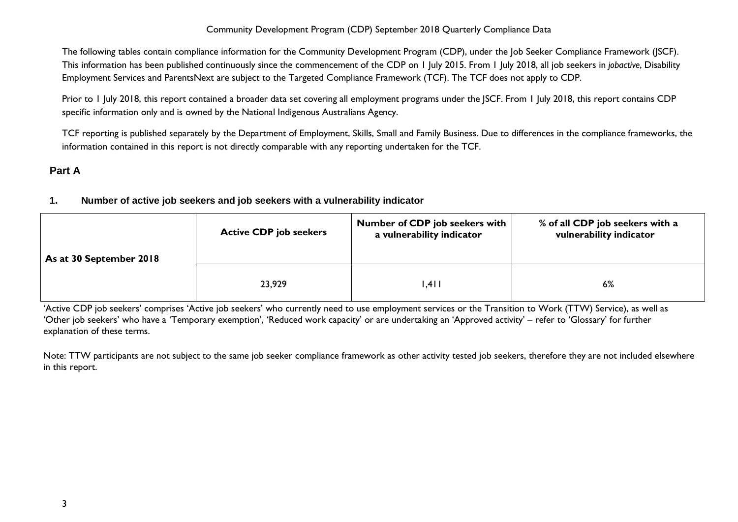The following tables contain compliance information for the Community Development Program (CDP), under the Job Seeker Compliance Framework (JSCF). This information has been published continuously since the commencement of the CDP on 1 July 2015. From 1 July 2018, all job seekers in *jobactive*, Disability Employment Services and ParentsNext are subject to the Targeted Compliance Framework (TCF). The TCF does not apply to CDP.

Prior to 1 July 2018, this report contained a broader data set covering all employment programs under the JSCF. From 1 July 2018, this report contains CDP specific information only and is owned by the National Indigenous Australians Agency.

TCF reporting is published separately by the Department of Employment, Skills, Small and Family Business. Due to differences in the compliance frameworks, the information contained in this report is not directly comparable with any reporting undertaken for the TCF.

## Part A

### 1. Number of active job seekers and job seekers with a vulnerability indicator

| | Active CDP job seekers | Number of CDP job seekers with a vulnerability indicator | % of all CDP job seekers with a vulnerability indicator |
|---|---|---|---|
| **As at 30 September 2018** | 23,929 | 1,411 | 6% |

'Active CDP job seekers' comprises 'Active job seekers' who currently need to use employment services or the Transition to Work (TTW) Service), as well as 'Other job seekers' who have a 'Temporary exemption', 'Reduced work capacity' or are undertaking an 'Approved activity' – refer to 'Glossary' for further explanation of these terms.

Note: TTW participants are not subject to the same job seeker compliance framework as other activity tested job seekers, therefore they are not included elsewhere in this report.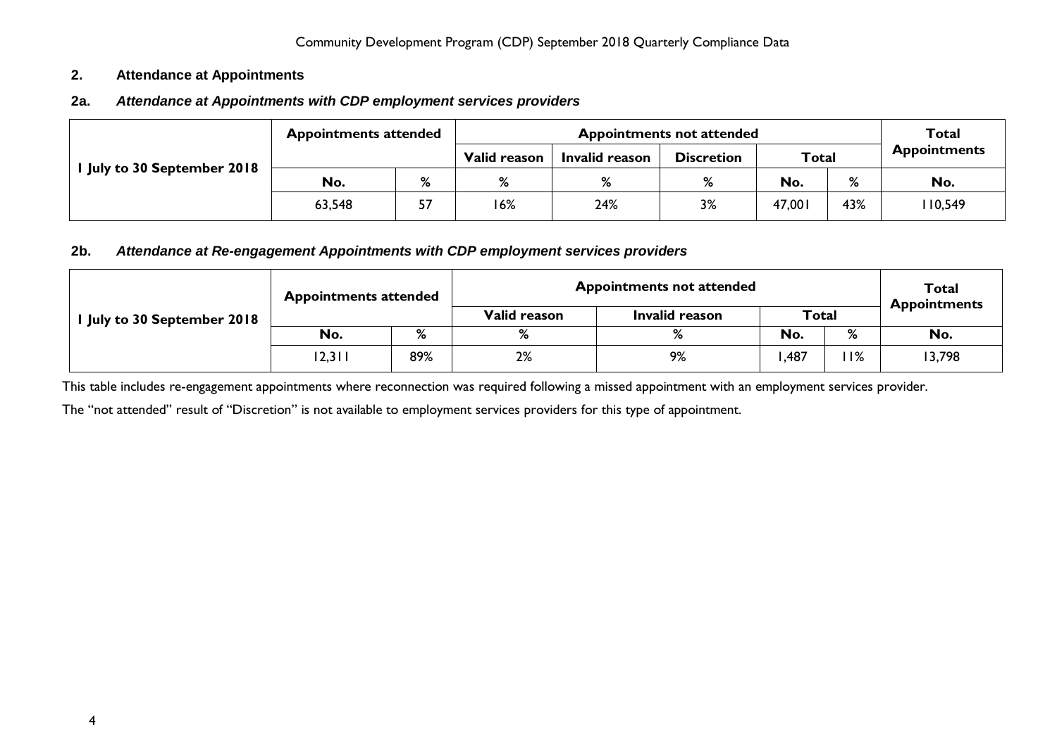## 2. Attendance at Appointments

### 2a. *Attendance at Appointments with CDP employment services providers*

| 1 July to 30 September 2018 | Appointments attended | | Appointments not attended | | | | | Total Appointments |
|---|---|---|---|---|---|---|---|---|
| | | | Valid reason | Invalid reason | Discretion | Total | | |
| | No. | % | % | % | % | No. | % | No. |
| | 63,548 | 57 | 16% | 24% | 3% | 47,001 | 43% | 110,549 |

### 2b. *Attendance at Re-engagement Appointments with CDP employment services providers*

| 1 July to 30 September 2018 | Appointments attended | | Appointments not attended | | | | Total Appointments |
|---|---|---|---|---|---|---|---|
| | | | Valid reason | Invalid reason | Total | | |
| | No. | % | % | % | No. | % | No. |
| | 12,311 | 89% | 2% | 9% | 1,487 | 11% | 13,798 |

This table includes re-engagement appointments where reconnection was required following a missed appointment with an employment services provider.

The "not attended" result of "Discretion" is not available to employment services providers for this type of appointment.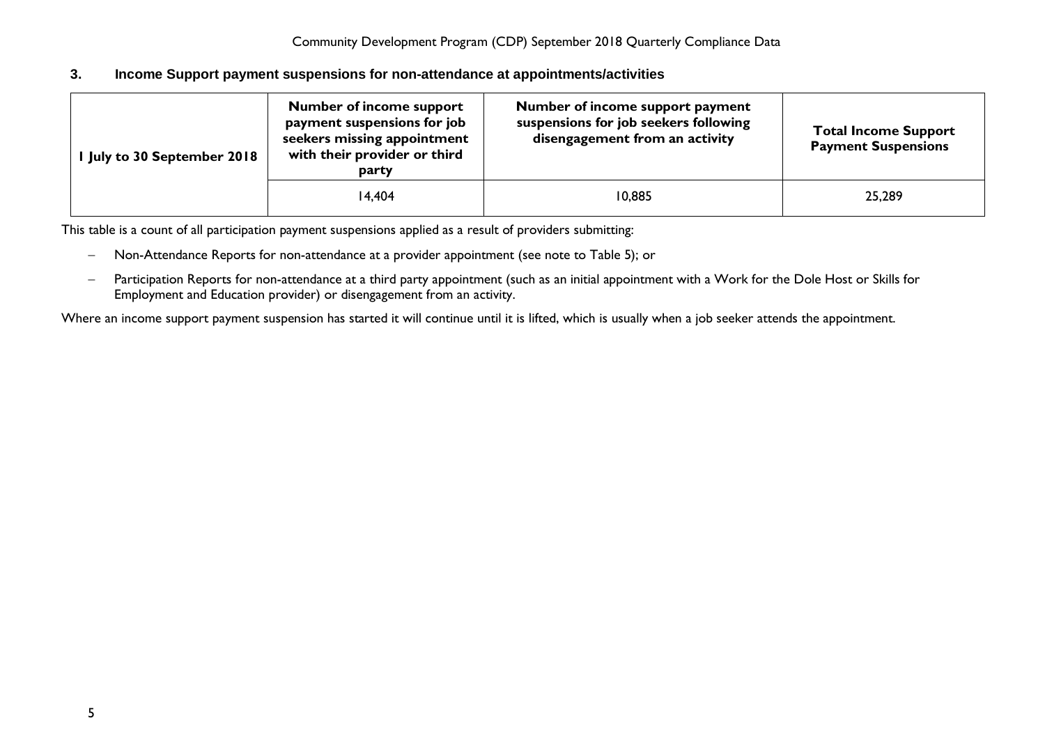## 3. Income Support payment suspensions for non-attendance at appointments/activities

| 1 July to 30 September 2018 | Number of income support payment suspensions for job seekers missing appointment with their provider or third party | Number of income support payment suspensions for job seekers following disengagement from an activity | Total Income Support Payment Suspensions |
|---|---|---|---|
| | 14,404 | 10,885 | 25,289 |

This table is a count of all participation payment suspensions applied as a result of providers submitting:

- Non-Attendance Reports for non-attendance at a provider appointment (see note to Table 5); or
- Participation Reports for non-attendance at a third party appointment (such as an initial appointment with a Work for the Dole Host or Skills for Employment and Education provider) or disengagement from an activity.

Where an income support payment suspension has started it will continue until it is lifted, which is usually when a job seeker attends the appointment.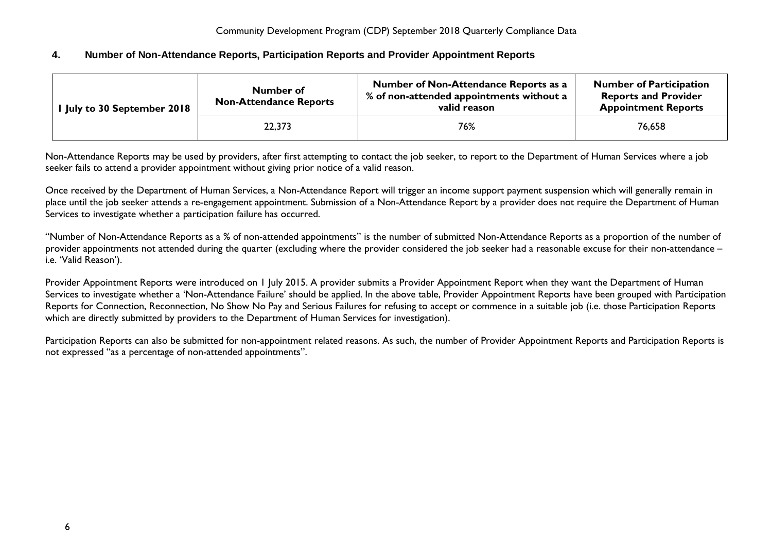## 4. Number of Non-Attendance Reports, Participation Reports and Provider Appointment Reports

| 1 July to 30 September 2018 | Number of Non-Attendance Reports | Number of Non-Attendance Reports as a % of non-attended appointments without a valid reason | Number of Participation Reports and Provider Appointment Reports |
|---|---|---|---|
| | 22,373 | 76% | 76,658 |

Non-Attendance Reports may be used by providers, after first attempting to contact the job seeker, to report to the Department of Human Services where a job seeker fails to attend a provider appointment without giving prior notice of a valid reason.

Once received by the Department of Human Services, a Non-Attendance Report will trigger an income support payment suspension which will generally remain in place until the job seeker attends a re-engagement appointment. Submission of a Non-Attendance Report by a provider does not require the Department of Human Services to investigate whether a participation failure has occurred.

"Number of Non-Attendance Reports as a % of non-attended appointments" is the number of submitted Non-Attendance Reports as a proportion of the number of provider appointments not attended during the quarter (excluding where the provider considered the job seeker had a reasonable excuse for their non-attendance – i.e. 'Valid Reason').

Provider Appointment Reports were introduced on 1 July 2015. A provider submits a Provider Appointment Report when they want the Department of Human Services to investigate whether a 'Non-Attendance Failure' should be applied. In the above table, Provider Appointment Reports have been grouped with Participation Reports for Connection, Reconnection, No Show No Pay and Serious Failures for refusing to accept or commence in a suitable job (i.e. those Participation Reports which are directly submitted by providers to the Department of Human Services for investigation).

Participation Reports can also be submitted for non-appointment related reasons. As such, the number of Provider Appointment Reports and Participation Reports is not expressed "as a percentage of non-attended appointments".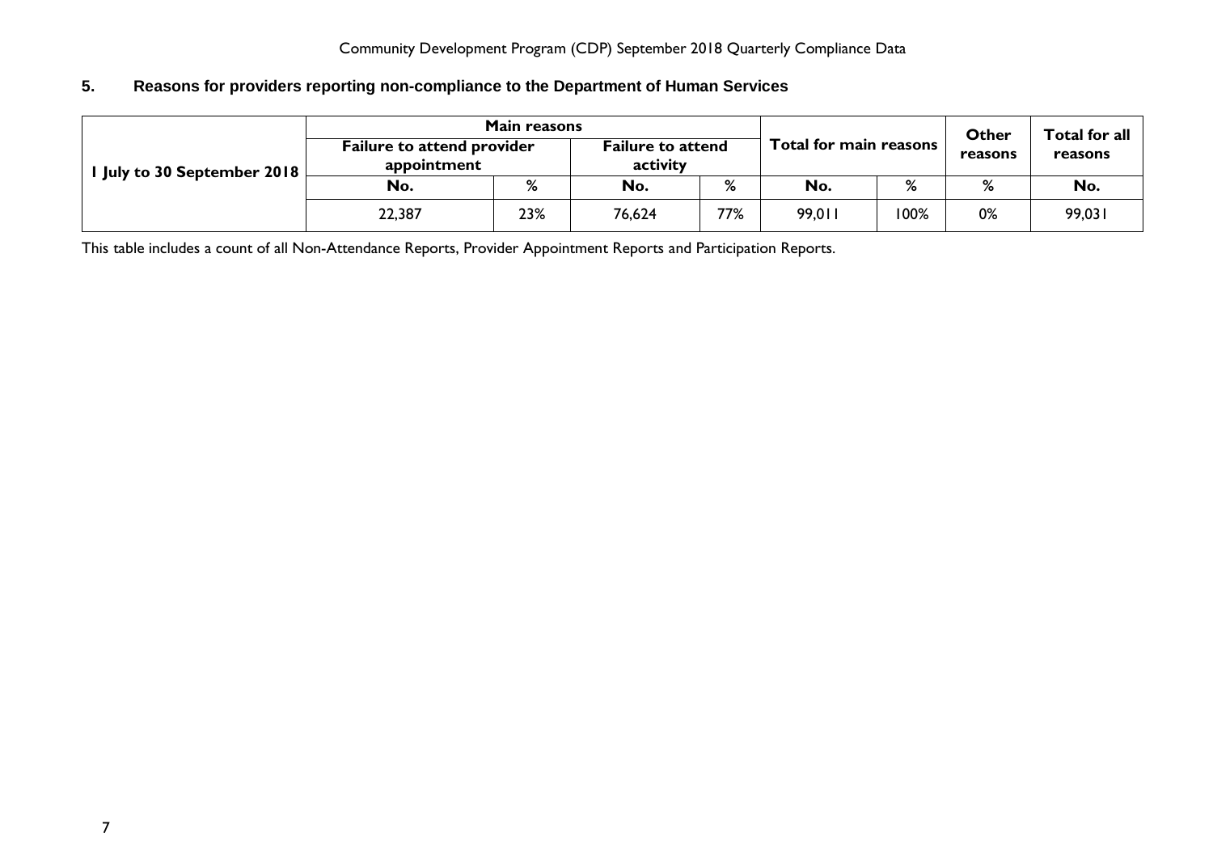## 5. Reasons for providers reporting non-compliance to the Department of Human Services

| 1 July to 30 September 2018 | Main reasons | | | | Total for main reasons | | Other reasons | Total for all reasons |
|---|---|---|---|---|---|---|---|---|
| | Failure to attend provider appointment | | Failure to attend activity | | | | | |
| | No. | % | No. | % | No. | % | % | No. |
| | 22,387 | 23% | 76,624 | 77% | 99,011 | 100% | 0% | 99,031 |

This table includes a count of all Non-Attendance Reports, Provider Appointment Reports and Participation Reports.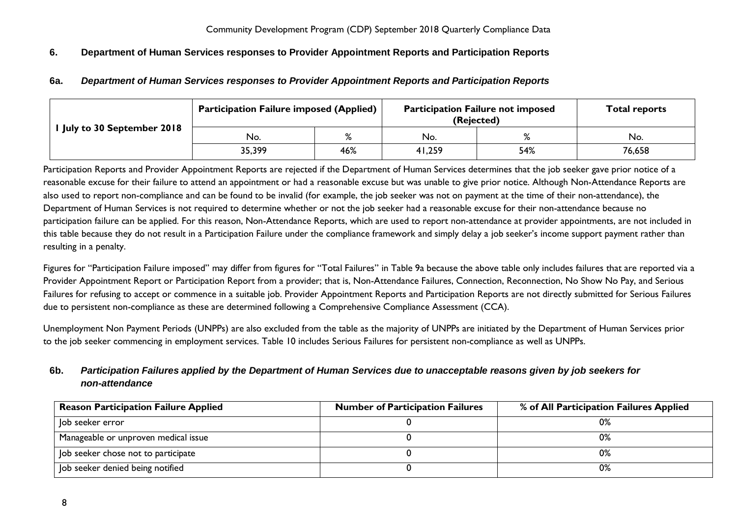## 6. Department of Human Services responses to Provider Appointment Reports and Participation Reports

### 6a. *Department of Human Services responses to Provider Appointment Reports and Participation Reports*

| 1 July to 30 September 2018 | Participation Failure imposed (Applied) | | Participation Failure not imposed (Rejected) | | Total reports |
|---|---|---|---|---|---|
| | No. | % | No. | % | No. |
| | 35,399 | 46% | 41,259 | 54% | 76,658 |

Participation Reports and Provider Appointment Reports are rejected if the Department of Human Services determines that the job seeker gave prior notice of a reasonable excuse for their failure to attend an appointment or had a reasonable excuse but was unable to give prior notice. Although Non-Attendance Reports are also used to report non-compliance and can be found to be invalid (for example, the job seeker was not on payment at the time of their non-attendance), the Department of Human Services is not required to determine whether or not the job seeker had a reasonable excuse for their non-attendance because no participation failure can be applied. For this reason, Non-Attendance Reports, which are used to report non-attendance at provider appointments, are not included in this table because they do not result in a Participation Failure under the compliance framework and simply delay a job seeker's income support payment rather than resulting in a penalty.

Figures for "Participation Failure imposed" may differ from figures for "Total Failures" in Table 9a because the above table only includes failures that are reported via a Provider Appointment Report or Participation Report from a provider; that is, Non-Attendance Failures, Connection, Reconnection, No Show No Pay, and Serious Failures for refusing to accept or commence in a suitable job. Provider Appointment Reports and Participation Reports are not directly submitted for Serious Failures due to persistent non-compliance as these are determined following a Comprehensive Compliance Assessment (CCA).

Unemployment Non Payment Periods (UNPPs) are also excluded from the table as the majority of UNPPs are initiated by the Department of Human Services prior to the job seeker commencing in employment services. Table 10 includes Serious Failures for persistent non-compliance as well as UNPPs.

### 6b. *Participation Failures applied by the Department of Human Services due to unacceptable reasons given by job seekers for non-attendance*

| Reason Participation Failure Applied | Number of Participation Failures | % of All Participation Failures Applied |
|---|---|---|
| Job seeker error | 0 | 0% |
| Manageable or unproven medical issue | 0 | 0% |
| Job seeker chose not to participate | 0 | 0% |
| Job seeker denied being notified | 0 | 0% |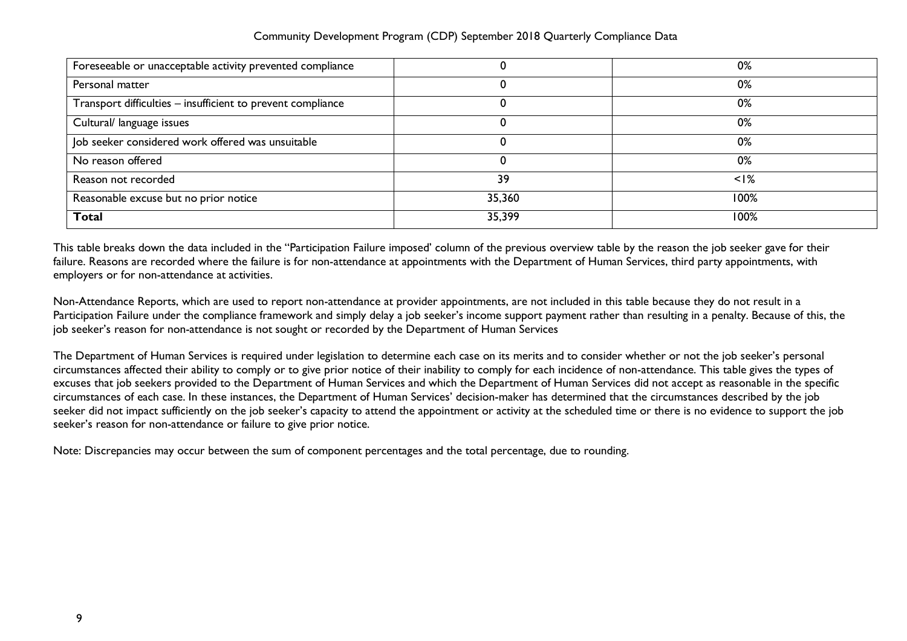| | | |
|---|---|---|
| Foreseeable or unacceptable activity prevented compliance | 0 | 0% |
| Personal matter | 0 | 0% |
| Transport difficulties – insufficient to prevent compliance | 0 | 0% |
| Cultural/ language issues | 0 | 0% |
| Job seeker considered work offered was unsuitable | 0 | 0% |
| No reason offered | 0 | 0% |
| Reason not recorded | 39 | <1% |
| Reasonable excuse but no prior notice | 35,360 | 100% |
| **Total** | 35,399 | 100% |

This table breaks down the data included in the "Participation Failure imposed' column of the previous overview table by the reason the job seeker gave for their failure. Reasons are recorded where the failure is for non-attendance at appointments with the Department of Human Services, third party appointments, with employers or for non-attendance at activities.

Non-Attendance Reports, which are used to report non-attendance at provider appointments, are not included in this table because they do not result in a Participation Failure under the compliance framework and simply delay a job seeker's income support payment rather than resulting in a penalty. Because of this, the job seeker's reason for non-attendance is not sought or recorded by the Department of Human Services

The Department of Human Services is required under legislation to determine each case on its merits and to consider whether or not the job seeker's personal circumstances affected their ability to comply or to give prior notice of their inability to comply for each incidence of non-attendance. This table gives the types of excuses that job seekers provided to the Department of Human Services and which the Department of Human Services did not accept as reasonable in the specific circumstances of each case. In these instances, the Department of Human Services' decision-maker has determined that the circumstances described by the job seeker did not impact sufficiently on the job seeker's capacity to attend the appointment or activity at the scheduled time or there is no evidence to support the job seeker's reason for non-attendance or failure to give prior notice.

Note: Discrepancies may occur between the sum of component percentages and the total percentage, due to rounding.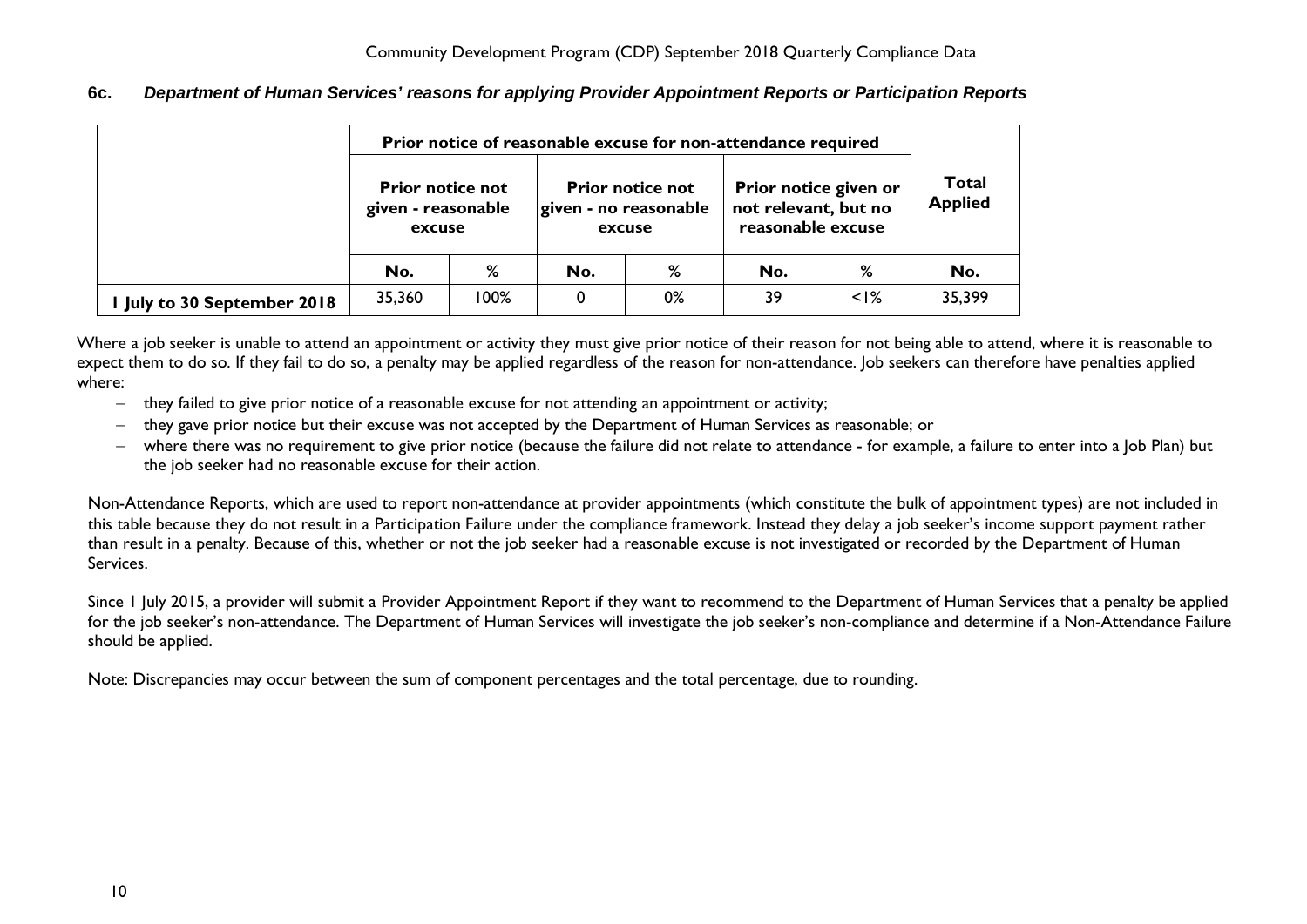### 6c. *Department of Human Services' reasons for applying Provider Appointment Reports or Participation Reports*

| | Prior notice of reasonable excuse for non-attendance required | | | | | | Total Applied |
|---|---|---|---|---|---|---|---|
| | Prior notice not given - reasonable excuse | | Prior notice not given - no reasonable excuse | | Prior notice given or not relevant, but no reasonable excuse | | |
| | No. | % | No. | % | No. | % | No. |
| 1 July to 30 September 2018 | 35,360 | 100% | 0 | 0% | 39 | <1% | 35,399 |

Where a job seeker is unable to attend an appointment or activity they must give prior notice of their reason for not being able to attend, where it is reasonable to expect them to do so. If they fail to do so, a penalty may be applied regardless of the reason for non-attendance. Job seekers can therefore have penalties applied where:

- they failed to give prior notice of a reasonable excuse for not attending an appointment or activity;
- they gave prior notice but their excuse was not accepted by the Department of Human Services as reasonable; or
- where there was no requirement to give prior notice (because the failure did not relate to attendance - for example, a failure to enter into a Job Plan) but the job seeker had no reasonable excuse for their action.

Non-Attendance Reports, which are used to report non-attendance at provider appointments (which constitute the bulk of appointment types) are not included in this table because they do not result in a Participation Failure under the compliance framework. Instead they delay a job seeker's income support payment rather than result in a penalty. Because of this, whether or not the job seeker had a reasonable excuse is not investigated or recorded by the Department of Human Services.

Since 1 July 2015, a provider will submit a Provider Appointment Report if they want to recommend to the Department of Human Services that a penalty be applied for the job seeker's non-attendance. The Department of Human Services will investigate the job seeker's non-compliance and determine if a Non-Attendance Failure should be applied.

Note: Discrepancies may occur between the sum of component percentages and the total percentage, due to rounding.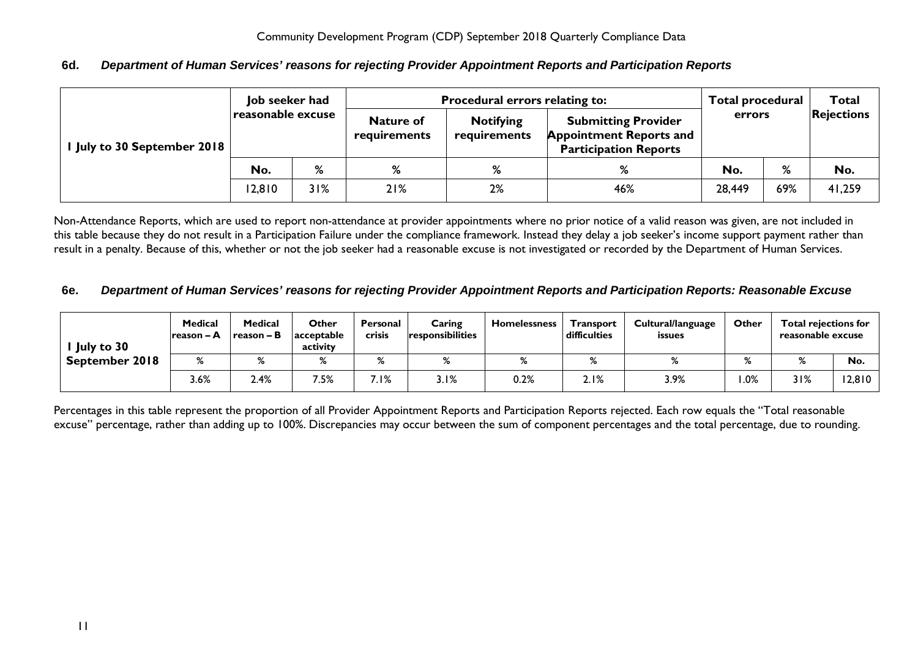### 6d. *Department of Human Services' reasons for rejecting Provider Appointment Reports and Participation Reports*

| 1 July to 30 September 2018 | Job seeker had reasonable excuse | | Procedural errors relating to: | | | Total procedural errors | | Total Rejections |
|---|---|---|---|---|---|---|---|---|
| | | | Nature of requirements | Notifying requirements | Submitting Provider Appointment Reports and Participation Reports | | | |
| | No. | % | % | % | % | No. | % | No. |
| | 12,810 | 31% | 21% | 2% | 46% | 28,449 | 69% | 41,259 |

Non-Attendance Reports, which are used to report non-attendance at provider appointments where no prior notice of a valid reason was given, are not included in this table because they do not result in a Participation Failure under the compliance framework. Instead they delay a job seeker's income support payment rather than result in a penalty. Because of this, whether or not the job seeker had a reasonable excuse is not investigated or recorded by the Department of Human Services.

### 6e. *Department of Human Services' reasons for rejecting Provider Appointment Reports and Participation Reports: Reasonable Excuse*

| 1 July to 30 September 2018 | Medical reason – A | Medical reason – B | Other acceptable activity | Personal crisis | Caring responsibilities | Homelessness | Transport difficulties | Cultural/language issues | Other | Total rejections for reasonable excuse | |
|---|---|---|---|---|---|---|---|---|---|---|---|
| | % | % | % | % | % | % | % | % | % | % | No. |
| | 3.6% | 2.4% | 7.5% | 7.1% | 3.1% | 0.2% | 2.1% | 3.9% | 1.0% | 31% | 12,810 |

Percentages in this table represent the proportion of all Provider Appointment Reports and Participation Reports rejected. Each row equals the "Total reasonable excuse" percentage, rather than adding up to 100%. Discrepancies may occur between the sum of component percentages and the total percentage, due to rounding.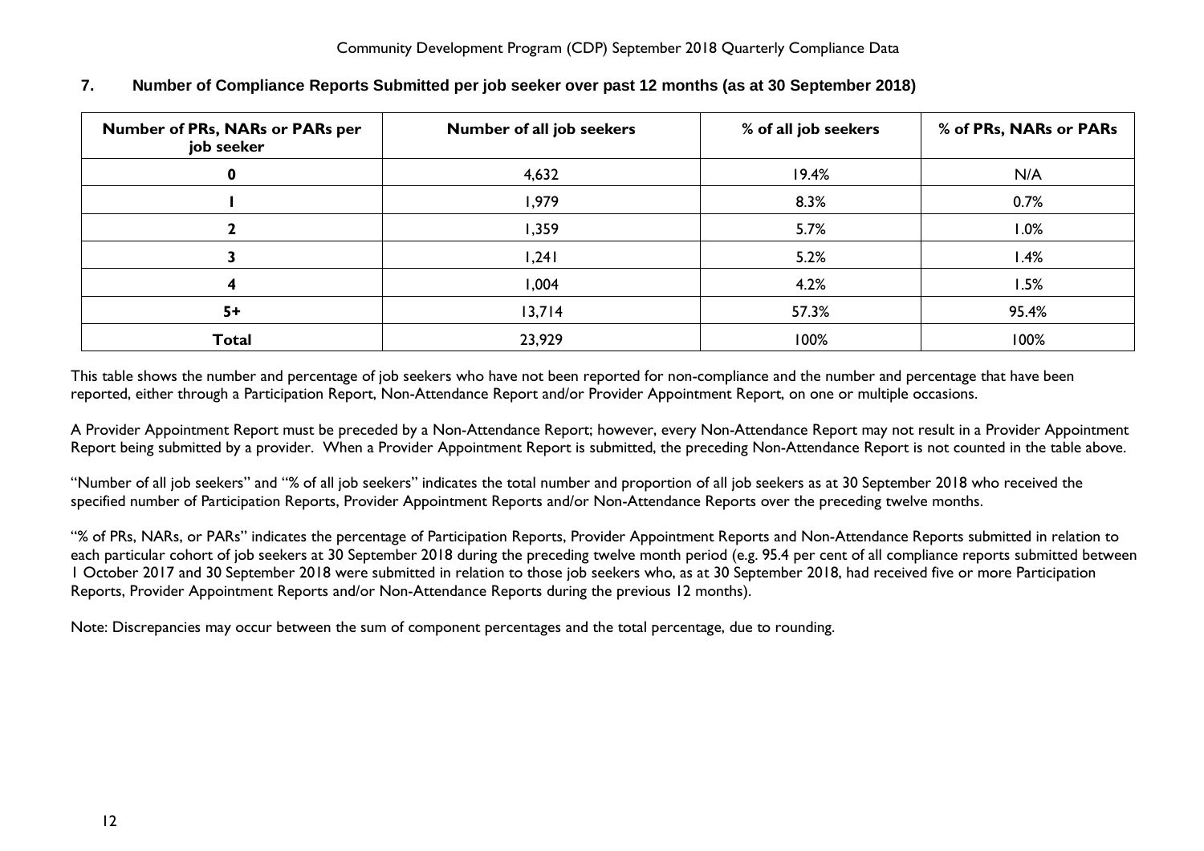## 7. Number of Compliance Reports Submitted per job seeker over past 12 months (as at 30 September 2018)

| Number of PRs, NARs or PARs per job seeker | Number of all job seekers | % of all job seekers | % of PRs, NARs or PARs |
|---|---|---|---|
| **0** | 4,632 | 19.4% | N/A |
| **1** | 1,979 | 8.3% | 0.7% |
| **2** | 1,359 | 5.7% | 1.0% |
| **3** | 1,241 | 5.2% | 1.4% |
| **4** | 1,004 | 4.2% | 1.5% |
| **5+** | 13,714 | 57.3% | 95.4% |
| **Total** | 23,929 | 100% | 100% |

This table shows the number and percentage of job seekers who have not been reported for non-compliance and the number and percentage that have been reported, either through a Participation Report, Non-Attendance Report and/or Provider Appointment Report, on one or multiple occasions.

A Provider Appointment Report must be preceded by a Non-Attendance Report; however, every Non-Attendance Report may not result in a Provider Appointment Report being submitted by a provider. When a Provider Appointment Report is submitted, the preceding Non-Attendance Report is not counted in the table above.

"Number of all job seekers" and "% of all job seekers" indicates the total number and proportion of all job seekers as at 30 September 2018 who received the specified number of Participation Reports, Provider Appointment Reports and/or Non-Attendance Reports over the preceding twelve months.

"% of PRs, NARs, or PARs" indicates the percentage of Participation Reports, Provider Appointment Reports and Non-Attendance Reports submitted in relation to each particular cohort of job seekers at 30 September 2018 during the preceding twelve month period (e.g. 95.4 per cent of all compliance reports submitted between 1 October 2017 and 30 September 2018 were submitted in relation to those job seekers who, as at 30 September 2018, had received five or more Participation Reports, Provider Appointment Reports and/or Non-Attendance Reports during the previous 12 months).

Note: Discrepancies may occur between the sum of component percentages and the total percentage, due to rounding.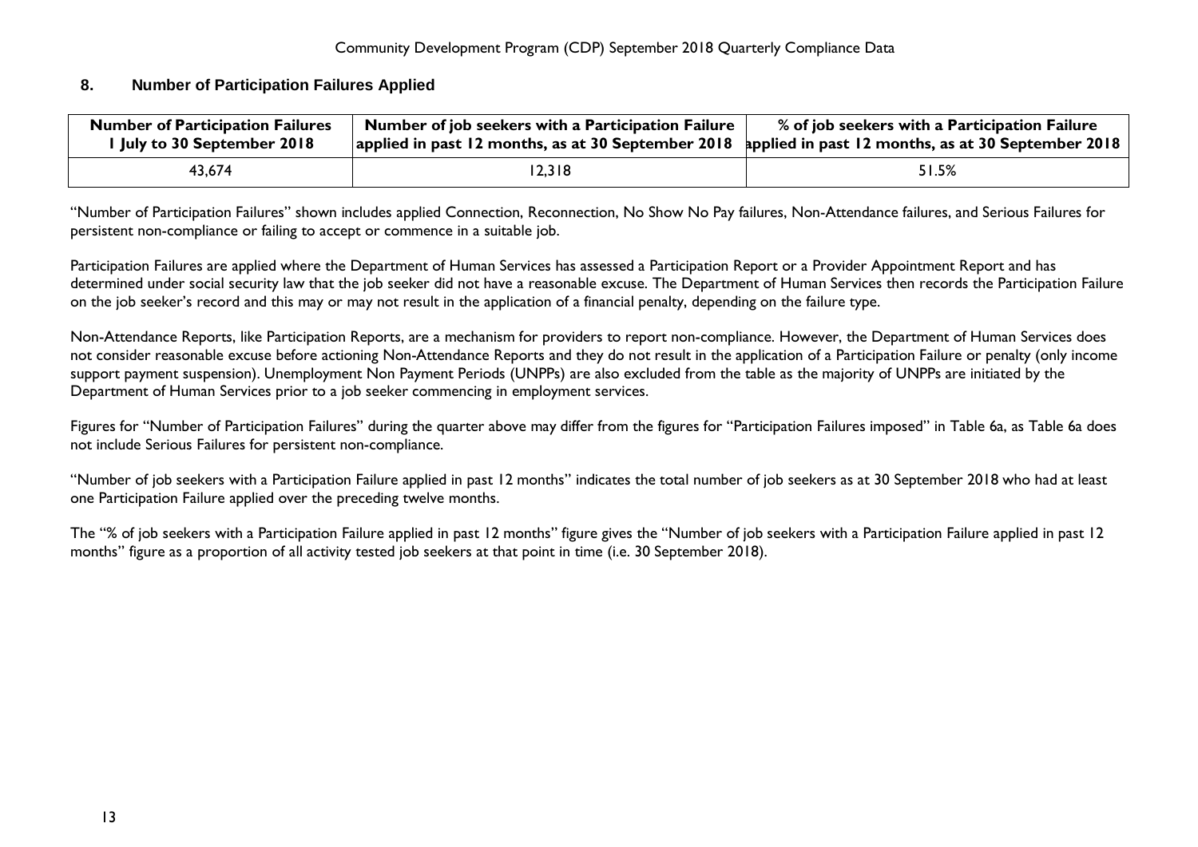## 8. Number of Participation Failures Applied

| Number of Participation Failures 1 July to 30 September 2018 | Number of job seekers with a Participation Failure applied in past 12 months, as at 30 September 2018 | % of job seekers with a Participation Failure applied in past 12 months, as at 30 September 2018 |
|---|---|---|
| 43,674 | 12,318 | 51.5% |

"Number of Participation Failures" shown includes applied Connection, Reconnection, No Show No Pay failures, Non-Attendance failures, and Serious Failures for persistent non-compliance or failing to accept or commence in a suitable job.

Participation Failures are applied where the Department of Human Services has assessed a Participation Report or a Provider Appointment Report and has determined under social security law that the job seeker did not have a reasonable excuse. The Department of Human Services then records the Participation Failure on the job seeker's record and this may or may not result in the application of a financial penalty, depending on the failure type.

Non-Attendance Reports, like Participation Reports, are a mechanism for providers to report non-compliance. However, the Department of Human Services does not consider reasonable excuse before actioning Non-Attendance Reports and they do not result in the application of a Participation Failure or penalty (only income support payment suspension). Unemployment Non Payment Periods (UNPPs) are also excluded from the table as the majority of UNPPs are initiated by the Department of Human Services prior to a job seeker commencing in employment services.

Figures for "Number of Participation Failures" during the quarter above may differ from the figures for "Participation Failures imposed" in Table 6a, as Table 6a does not include Serious Failures for persistent non-compliance.

"Number of job seekers with a Participation Failure applied in past 12 months" indicates the total number of job seekers as at 30 September 2018 who had at least one Participation Failure applied over the preceding twelve months.

The "% of job seekers with a Participation Failure applied in past 12 months" figure gives the "Number of job seekers with a Participation Failure applied in past 12 months" figure as a proportion of all activity tested job seekers at that point in time (i.e. 30 September 2018).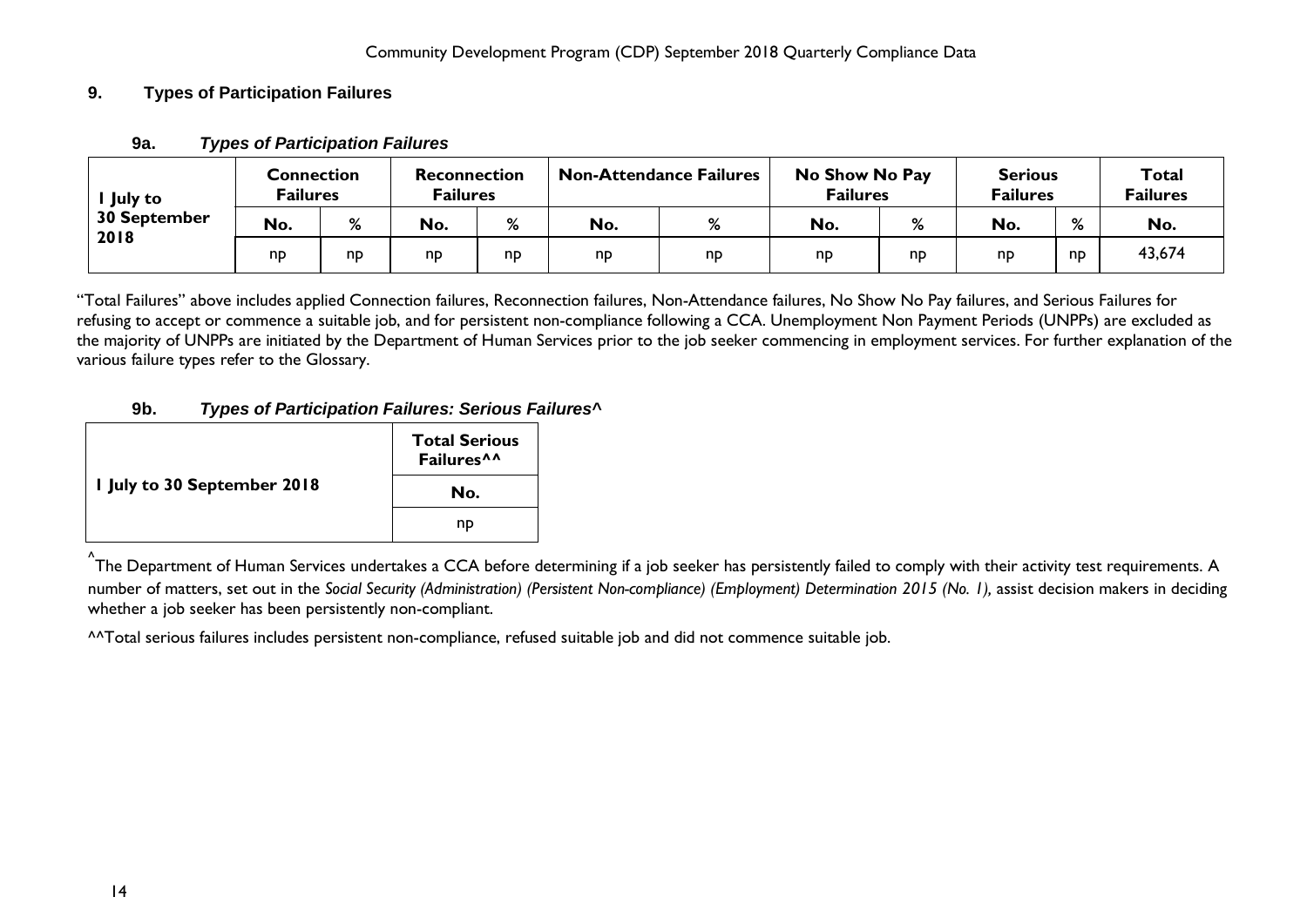## 9. Types of Participation Failures

### 9a. *Types of Participation Failures*

| 1 July to 30 September 2018 | Connection Failures | | Reconnection Failures | | Non-Attendance Failures | | No Show No Pay Failures | | Serious Failures | | Total Failures |
|---|---|---|---|---|---|---|---|---|---|---|---|
| | No. | % | No. | % | No. | % | No. | % | No. | % | No. |
| | np | np | np | np | np | np | np | np | np | np | 43,674 |

"Total Failures" above includes applied Connection failures, Reconnection failures, Non-Attendance failures, No Show No Pay failures, and Serious Failures for refusing to accept or commence a suitable job, and for persistent non-compliance following a CCA. Unemployment Non Payment Periods (UNPPs) are excluded as the majority of UNPPs are initiated by the Department of Human Services prior to the job seeker commencing in employment services. For further explanation of the various failure types refer to the Glossary.

### 9b. *Types of Participation Failures: Serious Failures^*

| 1 July to 30 September 2018 | Total Serious Failures^^ |
|---|---|
| | No. |
| | np |

^The Department of Human Services undertakes a CCA before determining if a job seeker has persistently failed to comply with their activity test requirements. A number of matters, set out in the *Social Security (Administration) (Persistent Non-compliance) (Employment) Determination 2015 (No. 1),* assist decision makers in deciding whether a job seeker has been persistently non-compliant.

^^Total serious failures includes persistent non-compliance, refused suitable job and did not commence suitable job.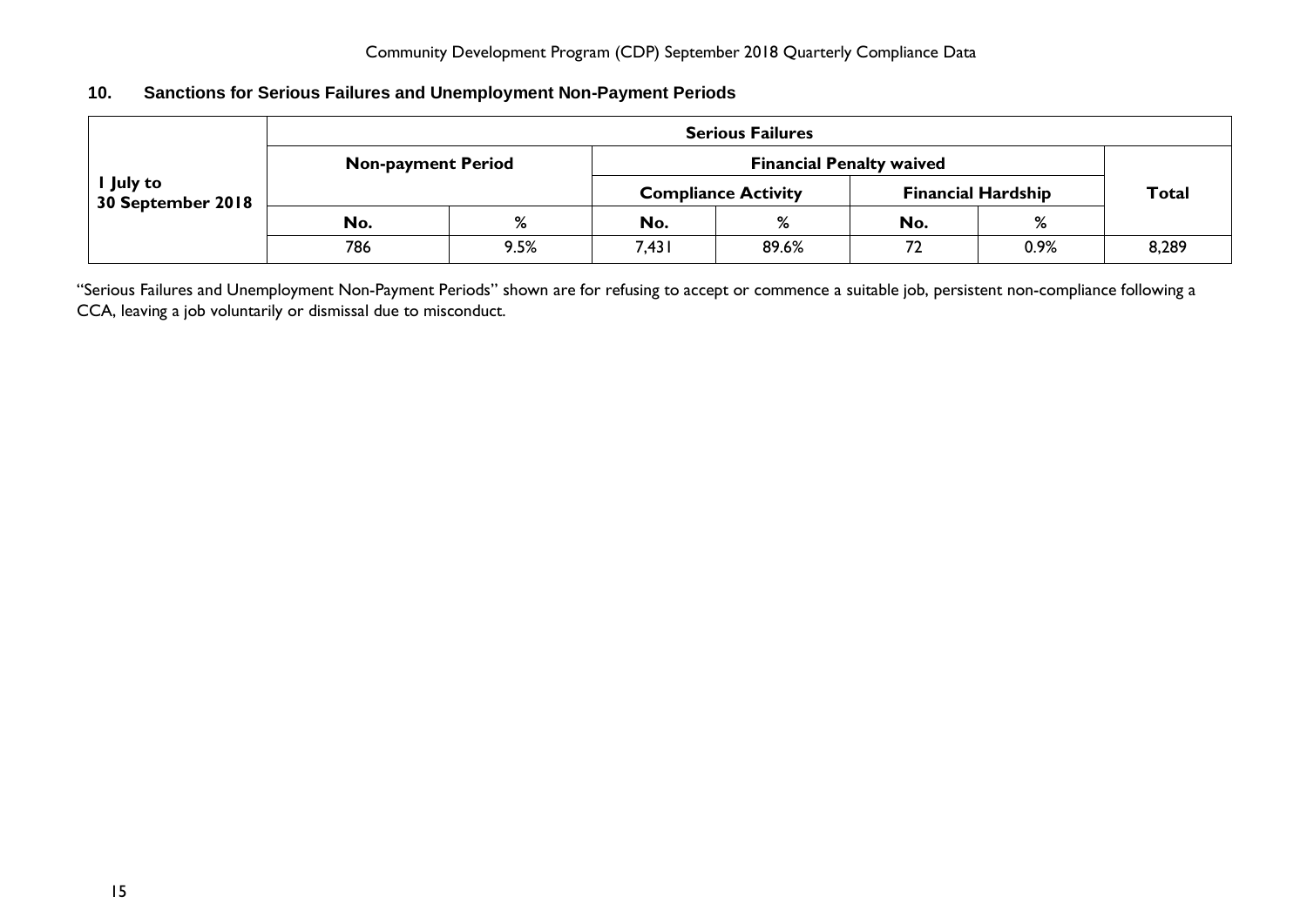## 10. Sanctions for Serious Failures and Unemployment Non-Payment Periods

| 1 July to 30 September 2018 | Serious Failures | | | | | | |
|---|---|---|---|---|---|---|---|
| | Non-payment Period | | Financial Penalty waived | | | | Total |
| | | | Compliance Activity | | Financial Hardship | | |
| | No. | % | No. | % | No. | % | |
| | 786 | 9.5% | 7,431 | 89.6% | 72 | 0.9% | 8,289 |

"Serious Failures and Unemployment Non-Payment Periods" shown are for refusing to accept or commence a suitable job, persistent non-compliance following a CCA, leaving a job voluntarily or dismissal due to misconduct.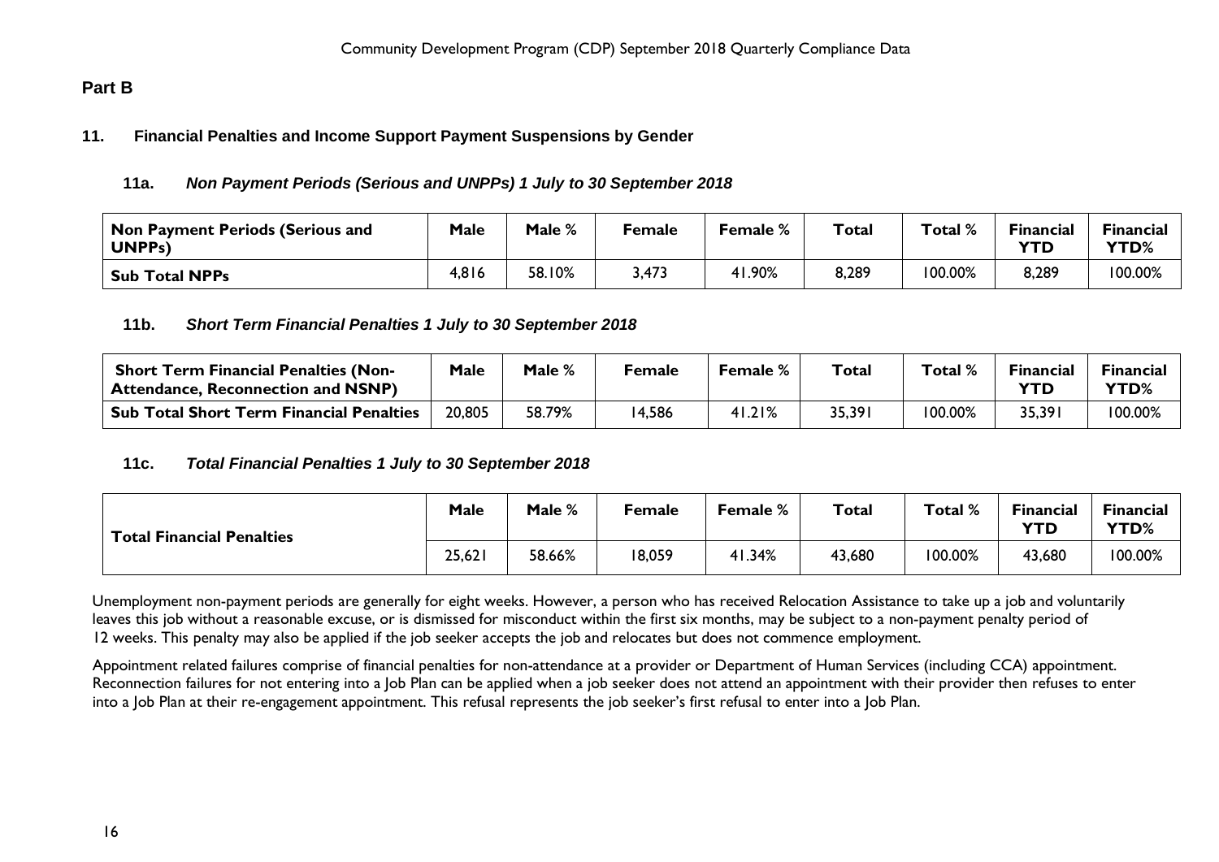## Part B

### 11. Financial Penalties and Income Support Payment Suspensions by Gender

#### 11a. *Non Payment Periods (Serious and UNPPs) 1 July to 30 September 2018*

| Non Payment Periods (Serious and UNPPs) | Male | Male % | Female | Female % | Total | Total % | Financial YTD | Financial YTD% |
|---|---|---|---|---|---|---|---|---|
| **Sub Total NPPs** | 4,816 | 58.10% | 3,473 | 41.90% | 8,289 | 100.00% | 8,289 | 100.00% |

#### 11b. *Short Term Financial Penalties 1 July to 30 September 2018*

| Short Term Financial Penalties (Non-Attendance, Reconnection and NSNP) | Male | Male % | Female | Female % | Total | Total % | Financial YTD | Financial YTD% |
|---|---|---|---|---|---|---|---|---|
| **Sub Total Short Term Financial Penalties** | 20,805 | 58.79% | 14,586 | 41.21% | 35,391 | 100.00% | 35,391 | 100.00% |

#### 11c. *Total Financial Penalties 1 July to 30 September 2018*

| | Male | Male % | Female | Female % | Total | Total % | Financial YTD | Financial YTD% |
|---|---|---|---|---|---|---|---|---|
| **Total Financial Penalties** | 25,621 | 58.66% | 18,059 | 41.34% | 43,680 | 100.00% | 43,680 | 100.00% |

Unemployment non-payment periods are generally for eight weeks. However, a person who has received Relocation Assistance to take up a job and voluntarily leaves this job without a reasonable excuse, or is dismissed for misconduct within the first six months, may be subject to a non-payment penalty period of 12 weeks. This penalty may also be applied if the job seeker accepts the job and relocates but does not commence employment.

Appointment related failures comprise of financial penalties for non-attendance at a provider or Department of Human Services (including CCA) appointment. Reconnection failures for not entering into a Job Plan can be applied when a job seeker does not attend an appointment with their provider then refuses to enter into a Job Plan at their re-engagement appointment. This refusal represents the job seeker's first refusal to enter into a Job Plan.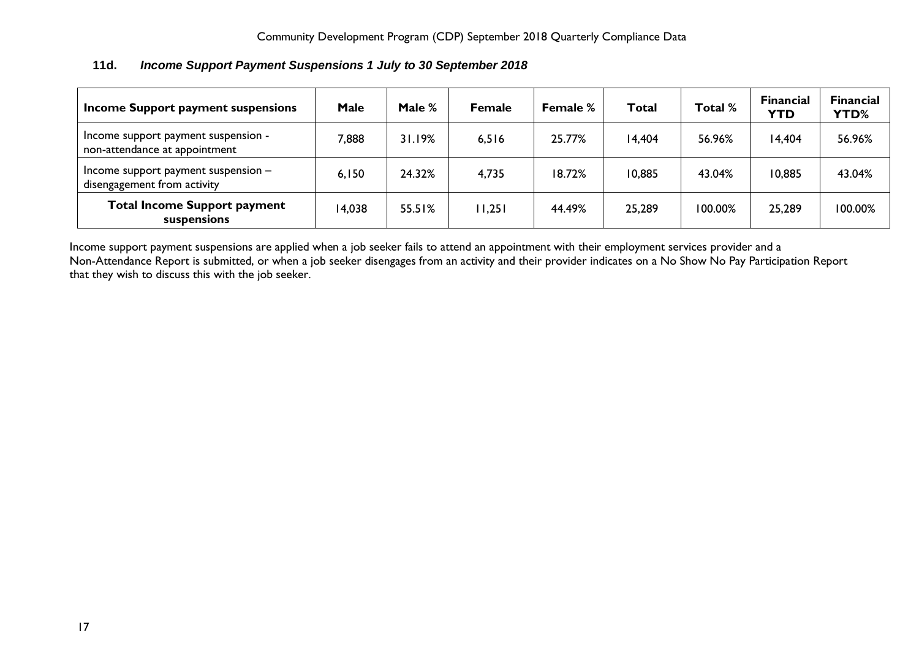### 11d. *Income Support Payment Suspensions 1 July to 30 September 2018*

| Income Support payment suspensions | Male | Male % | Female | Female % | Total | Total % | Financial YTD | Financial YTD% |
|---|---|---|---|---|---|---|---|---|
| Income support payment suspension - non-attendance at appointment | 7,888 | 31.19% | 6,516 | 25.77% | 14,404 | 56.96% | 14,404 | 56.96% |
| Income support payment suspension – disengagement from activity | 6,150 | 24.32% | 4,735 | 18.72% | 10,885 | 43.04% | 10,885 | 43.04% |
| **Total Income Support payment suspensions** | 14,038 | 55.51% | 11,251 | 44.49% | 25,289 | 100.00% | 25,289 | 100.00% |

Income support payment suspensions are applied when a job seeker fails to attend an appointment with their employment services provider and a Non-Attendance Report is submitted, or when a job seeker disengages from an activity and their provider indicates on a No Show No Pay Participation Report that they wish to discuss this with the job seeker.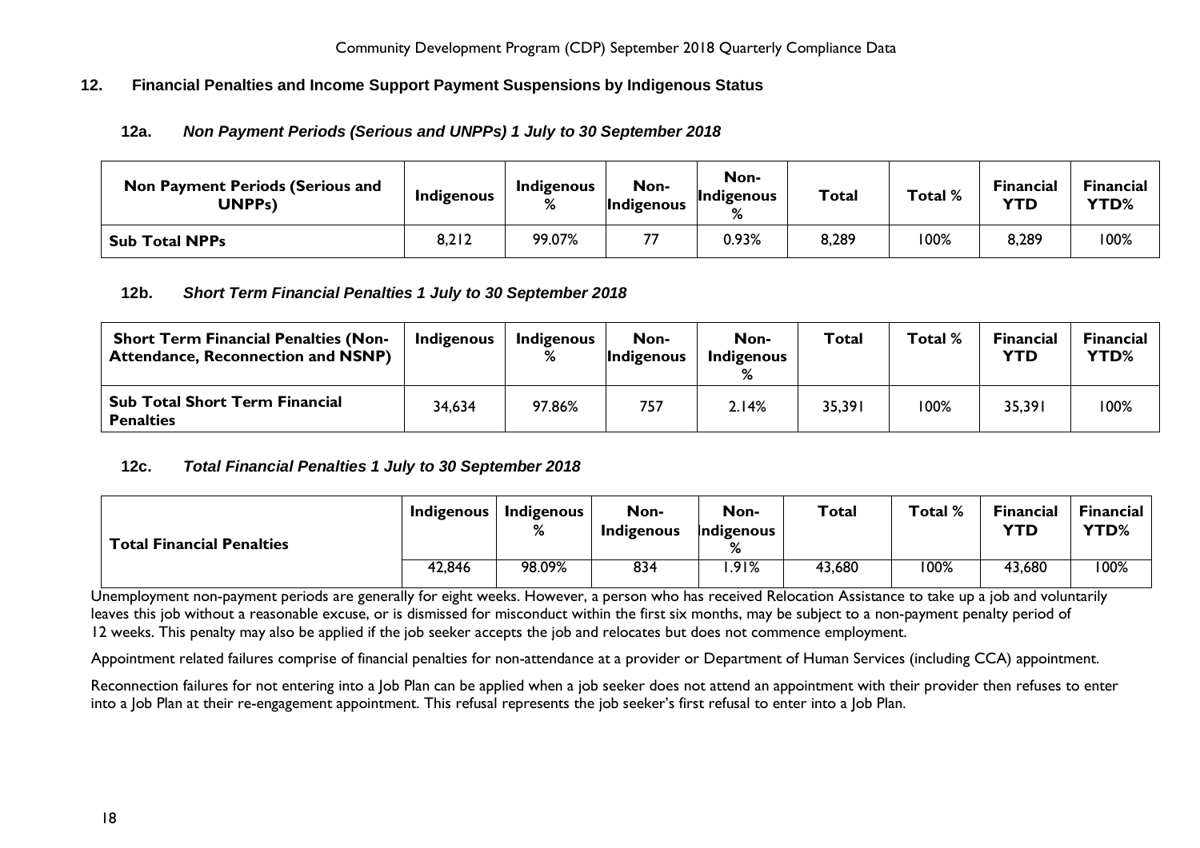## 12. Financial Penalties and Income Support Payment Suspensions by Indigenous Status

### 12a. *Non Payment Periods (Serious and UNPPs) 1 July to 30 September 2018*

| Non Payment Periods (Serious and UNPPs) | Indigenous | Indigenous % | Non-Indigenous | Non-Indigenous % | Total | Total % | Financial YTD | Financial YTD% |
|---|---|---|---|---|---|---|---|---|
| **Sub Total NPPs** | 8,212 | 99.07% | 77 | 0.93% | 8,289 | 100% | 8,289 | 100% |

### 12b. *Short Term Financial Penalties 1 July to 30 September 2018*

| Short Term Financial Penalties (Non-Attendance, Reconnection and NSNP) | Indigenous | Indigenous % | Non-Indigenous | Non-Indigenous % | Total | Total % | Financial YTD | Financial YTD% |
|---|---|---|---|---|---|---|---|---|
| **Sub Total Short Term Financial Penalties** | 34,634 | 97.86% | 757 | 2.14% | 35,391 | 100% | 35,391 | 100% |

### 12c. *Total Financial Penalties 1 July to 30 September 2018*

| Total Financial Penalties | Indigenous | Indigenous % | Non-Indigenous | Non-Indigenous % | Total | Total % | Financial YTD | Financial YTD% |
|---|---|---|---|---|---|---|---|---|
| | 42,846 | 98.09% | 834 | 1.91% | 43,680 | 100% | 43,680 | 100% |

Unemployment non-payment periods are generally for eight weeks. However, a person who has received Relocation Assistance to take up a job and voluntarily leaves this job without a reasonable excuse, or is dismissed for misconduct within the first six months, may be subject to a non-payment penalty period of 12 weeks. This penalty may also be applied if the job seeker accepts the job and relocates but does not commence employment.

Appointment related failures comprise of financial penalties for non-attendance at a provider or Department of Human Services (including CCA) appointment.

Reconnection failures for not entering into a Job Plan can be applied when a job seeker does not attend an appointment with their provider then refuses to enter into a Job Plan at their re-engagement appointment. This refusal represents the job seeker's first refusal to enter into a Job Plan.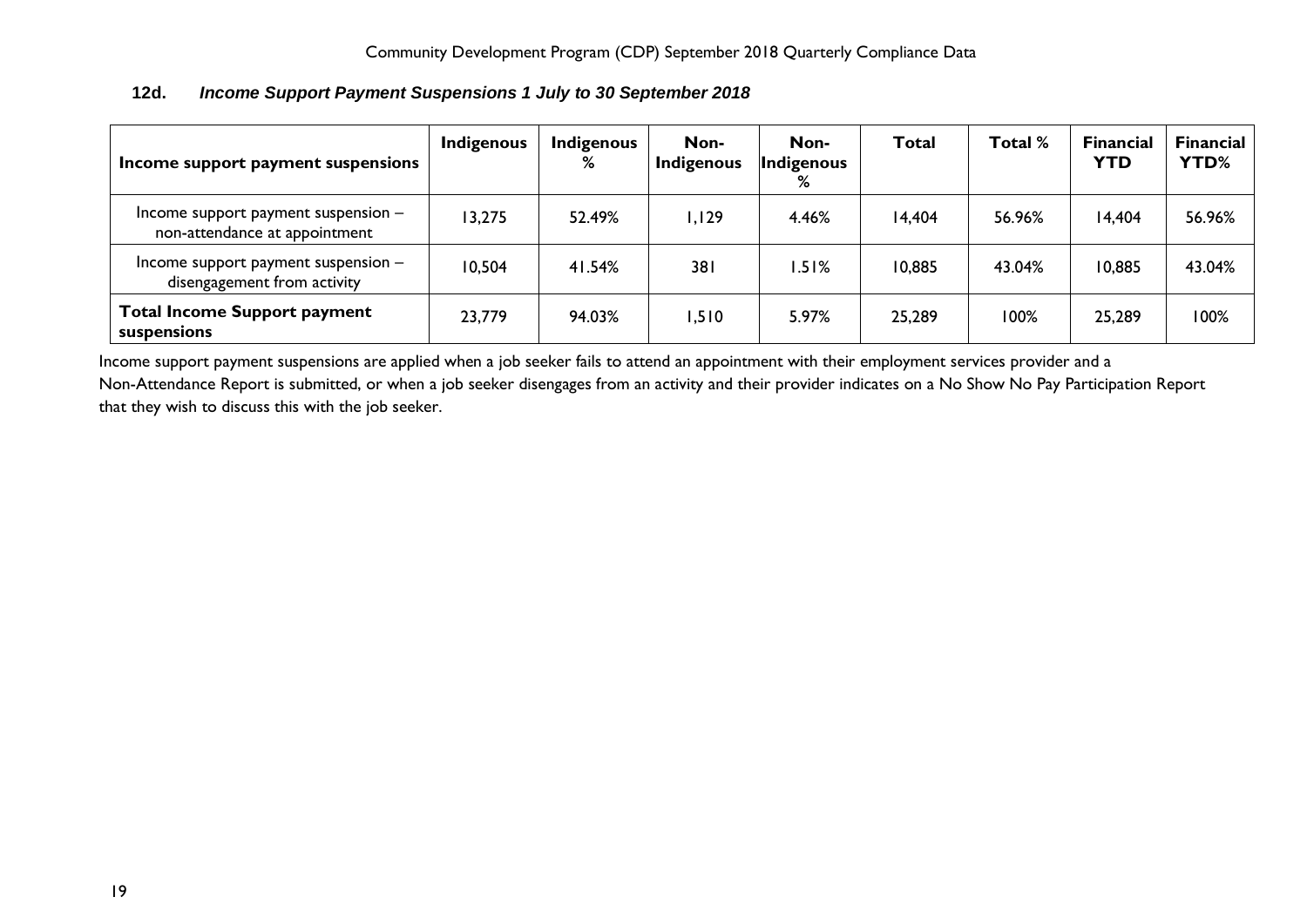### 12d. *Income Support Payment Suspensions 1 July to 30 September 2018*

| Income support payment suspensions | Indigenous | Indigenous % | Non-Indigenous | Non-Indigenous % | Total | Total % | Financial YTD | Financial YTD% |
|---|---|---|---|---|---|---|---|---|
| Income support payment suspension – non-attendance at appointment | 13,275 | 52.49% | 1,129 | 4.46% | 14,404 | 56.96% | 14,404 | 56.96% |
| Income support payment suspension – disengagement from activity | 10,504 | 41.54% | 381 | 1.51% | 10,885 | 43.04% | 10,885 | 43.04% |
| **Total Income Support payment suspensions** | 23,779 | 94.03% | 1,510 | 5.97% | 25,289 | 100% | 25,289 | 100% |

Income support payment suspensions are applied when a job seeker fails to attend an appointment with their employment services provider and a Non-Attendance Report is submitted, or when a job seeker disengages from an activity and their provider indicates on a No Show No Pay Participation Report that they wish to discuss this with the job seeker.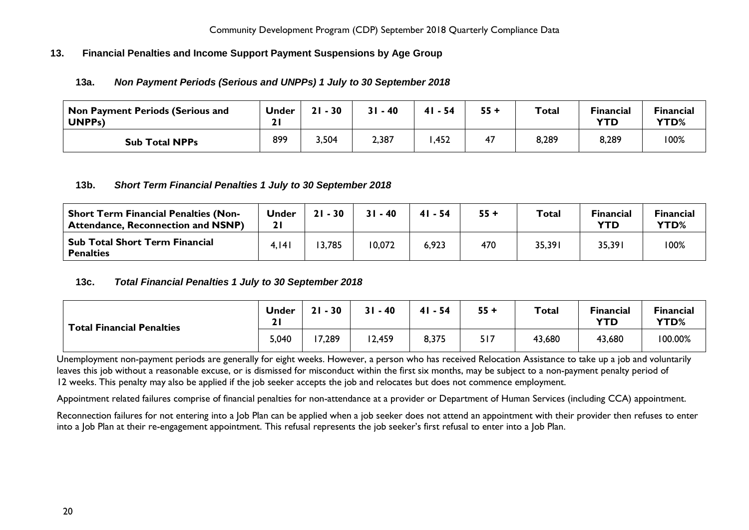## 13. Financial Penalties and Income Support Payment Suspensions by Age Group

### 13a. *Non Payment Periods (Serious and UNPPs) 1 July to 30 September 2018*

| Non Payment Periods (Serious and UNPPs) | Under 21 | 21 - 30 | 31 - 40 | 41 - 54 | 55 + | Total | Financial YTD | Financial YTD% |
|---|---|---|---|---|---|---|---|---|
| **Sub Total NPPs** | 899 | 3,504 | 2,387 | 1,452 | 47 | 8,289 | 8,289 | 100% |

### 13b. *Short Term Financial Penalties 1 July to 30 September 2018*

| Short Term Financial Penalties (Non-Attendance, Reconnection and NSNP) | Under 21 | 21 - 30 | 31 - 40 | 41 - 54 | 55 + | Total | Financial YTD | Financial YTD% |
|---|---|---|---|---|---|---|---|---|
| **Sub Total Short Term Financial Penalties** | 4,141 | 13,785 | 10,072 | 6,923 | 470 | 35,391 | 35,391 | 100% |

### 13c. *Total Financial Penalties 1 July to 30 September 2018*

| Total Financial Penalties | Under 21 | 21 - 30 | 31 - 40 | 41 - 54 | 55 + | Total | Financial YTD | Financial YTD% |
|---|---|---|---|---|---|---|---|---|
| | 5,040 | 17,289 | 12,459 | 8,375 | 517 | 43,680 | 43,680 | 100.00% |

Unemployment non-payment periods are generally for eight weeks. However, a person who has received Relocation Assistance to take up a job and voluntarily leaves this job without a reasonable excuse, or is dismissed for misconduct within the first six months, may be subject to a non-payment penalty period of 12 weeks. This penalty may also be applied if the job seeker accepts the job and relocates but does not commence employment.

Appointment related failures comprise of financial penalties for non-attendance at a provider or Department of Human Services (including CCA) appointment.

Reconnection failures for not entering into a Job Plan can be applied when a job seeker does not attend an appointment with their provider then refuses to enter into a Job Plan at their re-engagement appointment. This refusal represents the job seeker's first refusal to enter into a Job Plan.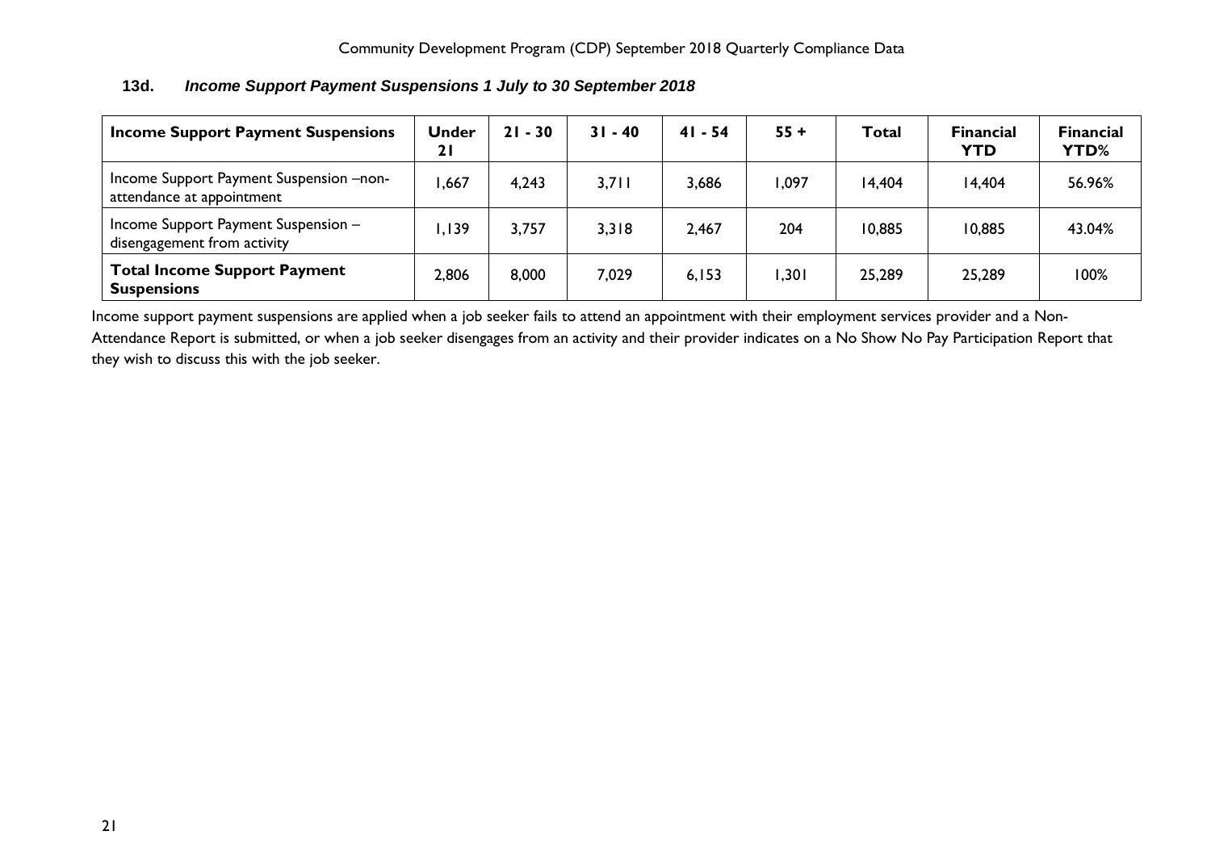### 13d. *Income Support Payment Suspensions 1 July to 30 September 2018*

| Income Support Payment Suspensions | Under 21 | 21 - 30 | 31 - 40 | 41 - 54 | 55 + | Total | Financial YTD | Financial YTD% |
|---|---|---|---|---|---|---|---|---|
| Income Support Payment Suspension –non-attendance at appointment | 1,667 | 4,243 | 3,711 | 3,686 | 1,097 | 14,404 | 14,404 | 56.96% |
| Income Support Payment Suspension – disengagement from activity | 1,139 | 3,757 | 3,318 | 2,467 | 204 | 10,885 | 10,885 | 43.04% |
| **Total Income Support Payment Suspensions** | 2,806 | 8,000 | 7,029 | 6,153 | 1,301 | 25,289 | 25,289 | 100% |

Income support payment suspensions are applied when a job seeker fails to attend an appointment with their employment services provider and a Non-Attendance Report is submitted, or when a job seeker disengages from an activity and their provider indicates on a No Show No Pay Participation Report that they wish to discuss this with the job seeker.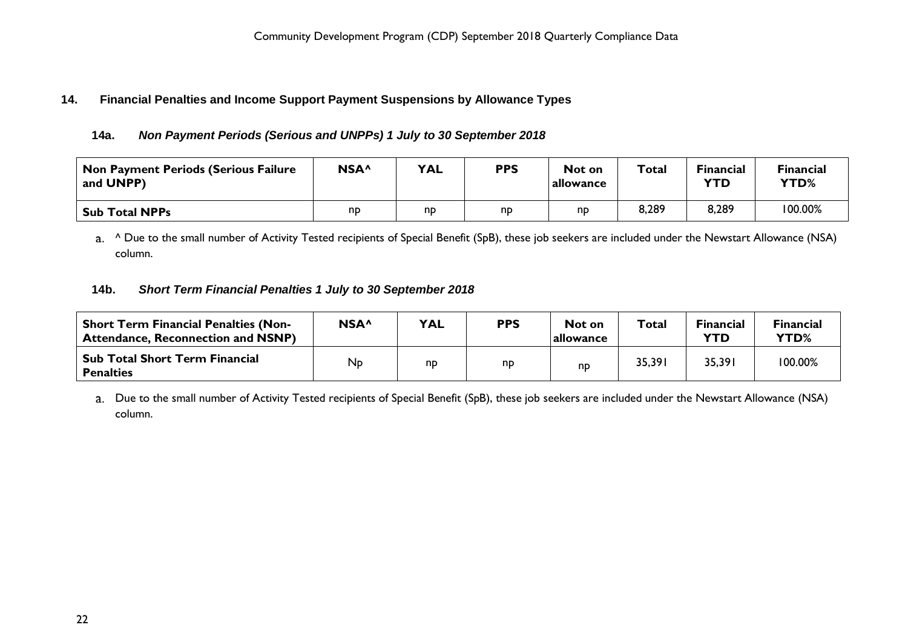## 14. Financial Penalties and Income Support Payment Suspensions by Allowance Types

### 14a. *Non Payment Periods (Serious and UNPPs) 1 July to 30 September 2018*

| Non Payment Periods (Serious Failure and UNPP) | NSA^ | YAL | PPS | Not on allowance | Total | Financial YTD | Financial YTD% |
|---|---|---|---|---|---|---|---|
| **Sub Total NPPs** | np | np | np | np | 8,289 | 8,289 | 100.00% |

a. ^ Due to the small number of Activity Tested recipients of Special Benefit (SpB), these job seekers are included under the Newstart Allowance (NSA) column.

### 14b. *Short Term Financial Penalties 1 July to 30 September 2018*

| Short Term Financial Penalties (Non-Attendance, Reconnection and NSNP) | NSA^ | YAL | PPS | Not on allowance | Total | Financial YTD | Financial YTD% |
|---|---|---|---|---|---|---|---|
| **Sub Total Short Term Financial Penalties** | Np | np | np | np | 35,391 | 35,391 | 100.00% |

a. Due to the small number of Activity Tested recipients of Special Benefit (SpB), these job seekers are included under the Newstart Allowance (NSA) column.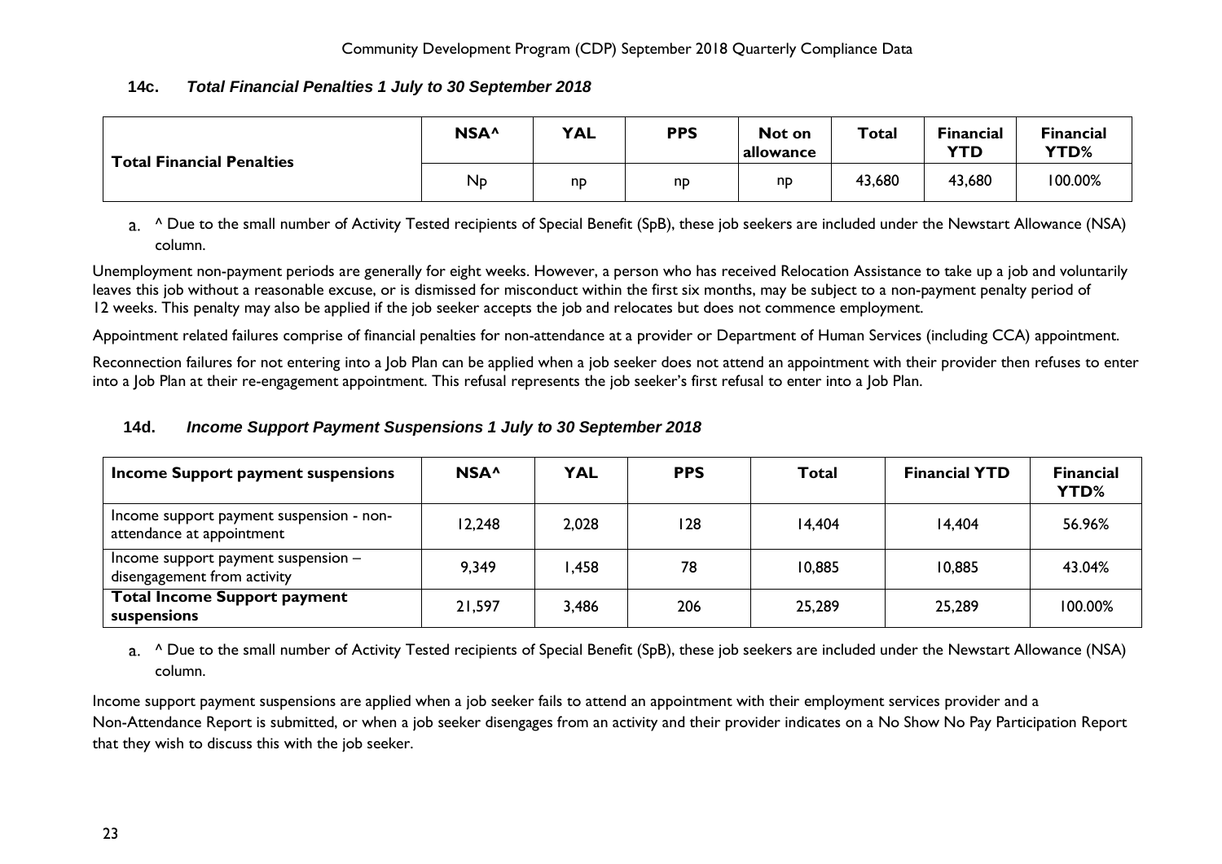### 14c. *Total Financial Penalties 1 July to 30 September 2018*

| Total Financial Penalties | NSA^ | YAL | PPS | Not on allowance | Total | Financial YTD | Financial YTD% |
|---|---|---|---|---|---|---|---|
| | Np | np | np | np | 43,680 | 43,680 | 100.00% |

a. ^ Due to the small number of Activity Tested recipients of Special Benefit (SpB), these job seekers are included under the Newstart Allowance (NSA) column.

Unemployment non-payment periods are generally for eight weeks. However, a person who has received Relocation Assistance to take up a job and voluntarily leaves this job without a reasonable excuse, or is dismissed for misconduct within the first six months, may be subject to a non-payment penalty period of 12 weeks. This penalty may also be applied if the job seeker accepts the job and relocates but does not commence employment.

Appointment related failures comprise of financial penalties for non-attendance at a provider or Department of Human Services (including CCA) appointment.

Reconnection failures for not entering into a Job Plan can be applied when a job seeker does not attend an appointment with their provider then refuses to enter into a Job Plan at their re-engagement appointment. This refusal represents the job seeker's first refusal to enter into a Job Plan.

### 14d. *Income Support Payment Suspensions 1 July to 30 September 2018*

| Income Support payment suspensions | NSA^ | YAL | PPS | Total | Financial YTD | Financial YTD% |
|---|---|---|---|---|---|---|
| Income support payment suspension - non-attendance at appointment | 12,248 | 2,028 | 128 | 14,404 | 14,404 | 56.96% |
| Income support payment suspension – disengagement from activity | 9,349 | 1,458 | 78 | 10,885 | 10,885 | 43.04% |
| **Total Income Support payment suspensions** | 21,597 | 3,486 | 206 | 25,289 | 25,289 | 100.00% |

a. ^ Due to the small number of Activity Tested recipients of Special Benefit (SpB), these job seekers are included under the Newstart Allowance (NSA) column.

Income support payment suspensions are applied when a job seeker fails to attend an appointment with their employment services provider and a Non-Attendance Report is submitted, or when a job seeker disengages from an activity and their provider indicates on a No Show No Pay Participation Report that they wish to discuss this with the job seeker.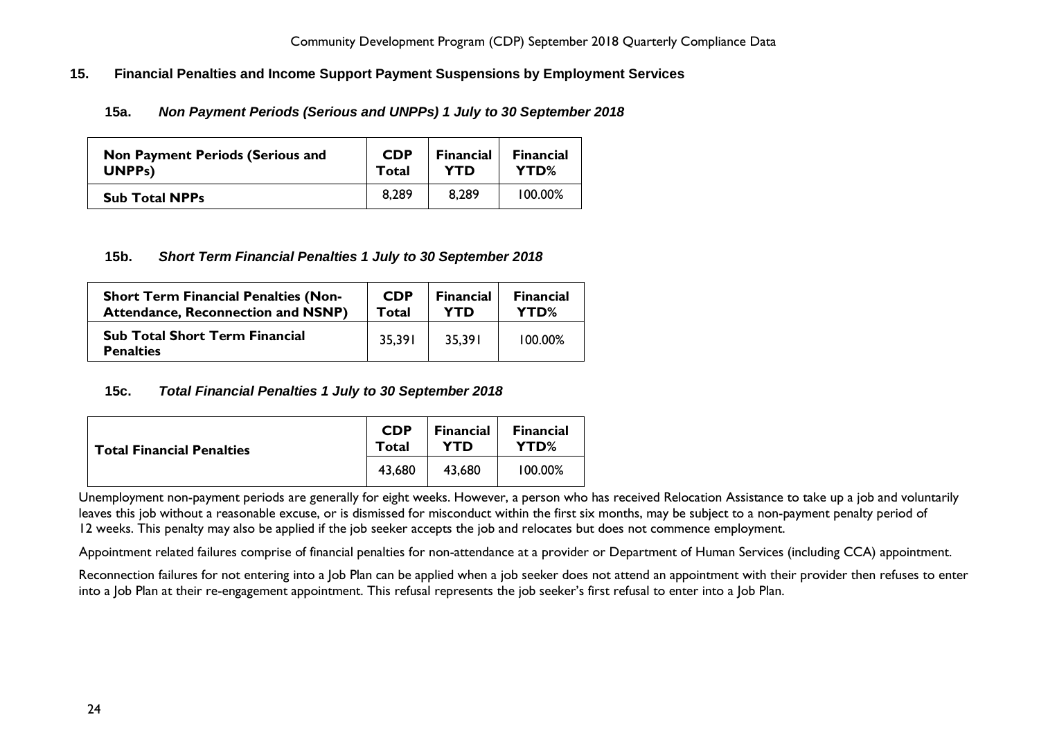## 15. Financial Penalties and Income Support Payment Suspensions by Employment Services

### 15a. *Non Payment Periods (Serious and UNPPs) 1 July to 30 September 2018*

| Non Payment Periods (Serious and UNPPs) | CDP Total | Financial YTD | Financial YTD% |
|---|---|---|---|
| **Sub Total NPPs** | 8,289 | 8,289 | 100.00% |

### 15b. *Short Term Financial Penalties 1 July to 30 September 2018*

| Short Term Financial Penalties (Non-Attendance, Reconnection and NSNP) | CDP Total | Financial YTD | Financial YTD% |
|---|---|---|---|
| **Sub Total Short Term Financial Penalties** | 35,391 | 35,391 | 100.00% |

### 15c. *Total Financial Penalties 1 July to 30 September 2018*

| Total Financial Penalties | CDP Total | Financial YTD | Financial YTD% |
|---|---|---|---|
| | 43,680 | 43,680 | 100.00% |

Unemployment non-payment periods are generally for eight weeks. However, a person who has received Relocation Assistance to take up a job and voluntarily leaves this job without a reasonable excuse, or is dismissed for misconduct within the first six months, may be subject to a non-payment penalty period of 12 weeks. This penalty may also be applied if the job seeker accepts the job and relocates but does not commence employment.

Appointment related failures comprise of financial penalties for non-attendance at a provider or Department of Human Services (including CCA) appointment.

Reconnection failures for not entering into a Job Plan can be applied when a job seeker does not attend an appointment with their provider then refuses to enter into a Job Plan at their re-engagement appointment. This refusal represents the job seeker's first refusal to enter into a Job Plan.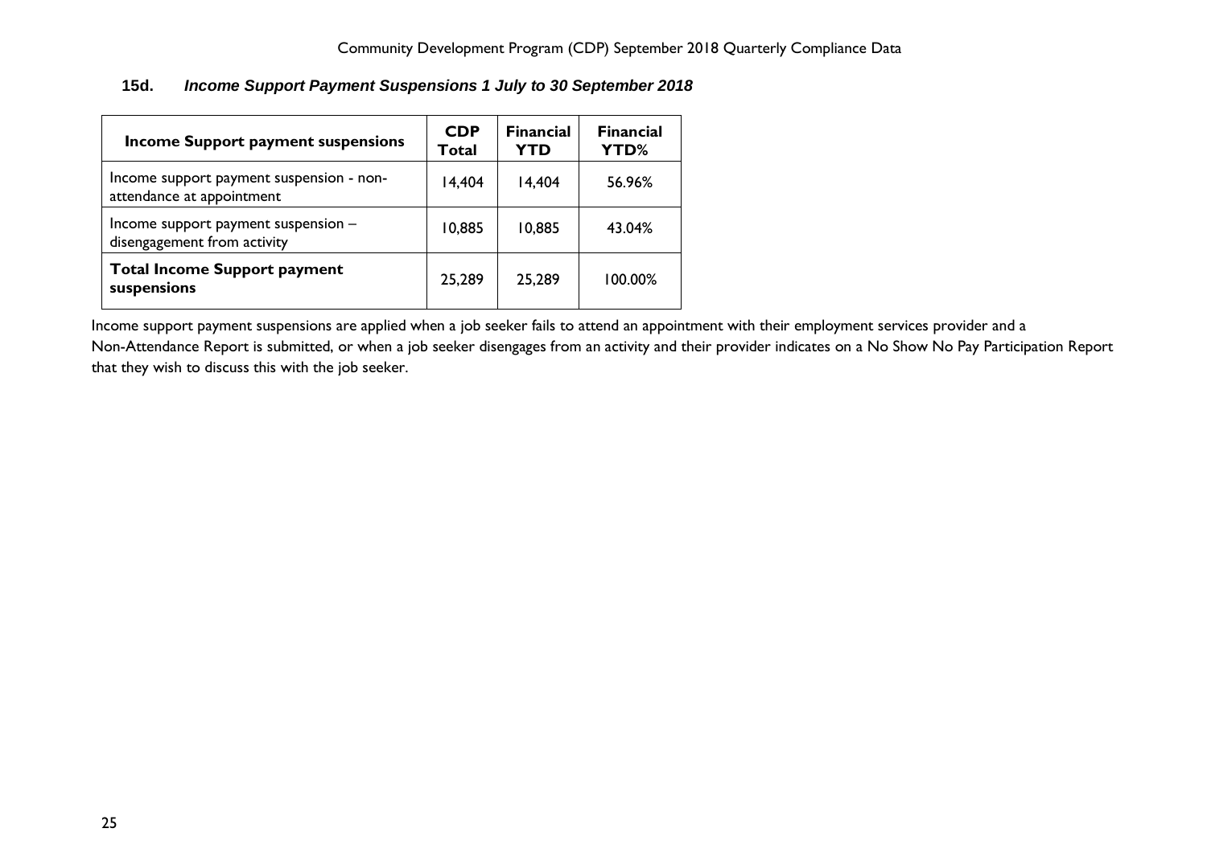### 15d. *Income Support Payment Suspensions 1 July to 30 September 2018*

| Income Support payment suspensions | CDP Total | Financial YTD | Financial YTD% |
|---|---|---|---|
| Income support payment suspension - non-attendance at appointment | 14,404 | 14,404 | 56.96% |
| Income support payment suspension – disengagement from activity | 10,885 | 10,885 | 43.04% |
| **Total Income Support payment suspensions** | 25,289 | 25,289 | 100.00% |

Income support payment suspensions are applied when a job seeker fails to attend an appointment with their employment services provider and a Non-Attendance Report is submitted, or when a job seeker disengages from an activity and their provider indicates on a No Show No Pay Participation Report that they wish to discuss this with the job seeker.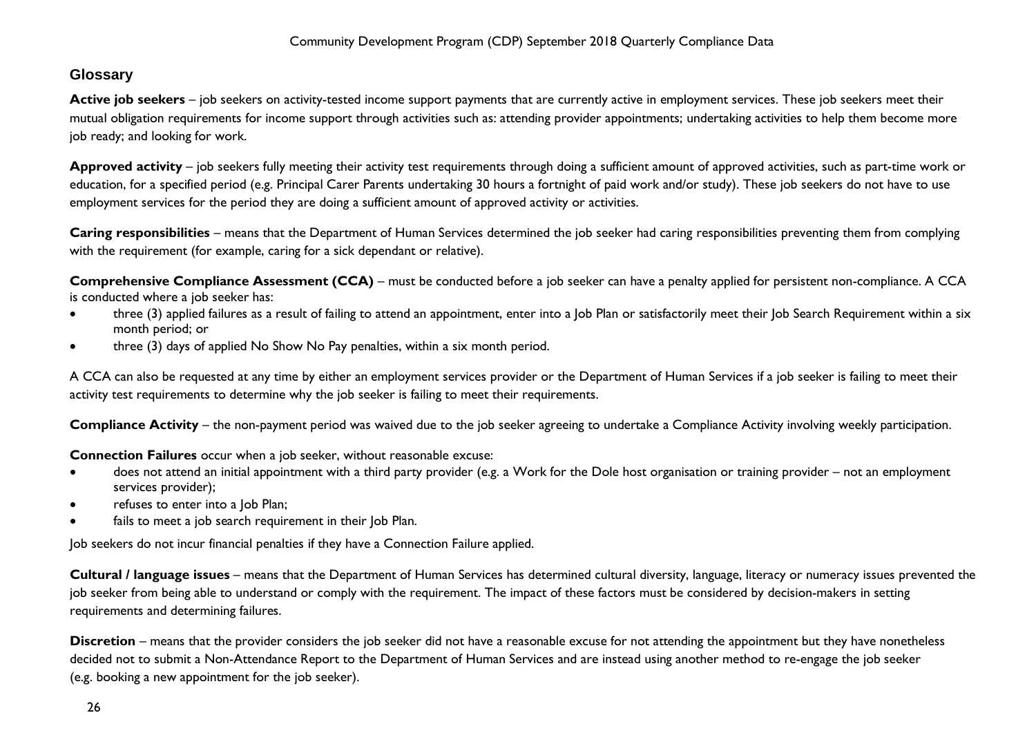## Glossary

**Active job seekers** – job seekers on activity-tested income support payments that are currently active in employment services. These job seekers meet their mutual obligation requirements for income support through activities such as: attending provider appointments; undertaking activities to help them become more job ready; and looking for work.

**Approved activity** – job seekers fully meeting their activity test requirements through doing a sufficient amount of approved activities, such as part-time work or education, for a specified period (e.g. Principal Carer Parents undertaking 30 hours a fortnight of paid work and/or study). These job seekers do not have to use employment services for the period they are doing a sufficient amount of approved activity or activities.

**Caring responsibilities** – means that the Department of Human Services determined the job seeker had caring responsibilities preventing them from complying with the requirement (for example, caring for a sick dependant or relative).

**Comprehensive Compliance Assessment (CCA)** – must be conducted before a job seeker can have a penalty applied for persistent non-compliance. A CCA is conducted where a job seeker has:

- three (3) applied failures as a result of failing to attend an appointment, enter into a Job Plan or satisfactorily meet their Job Search Requirement within a six month period; or
- three (3) days of applied No Show No Pay penalties, within a six month period.

A CCA can also be requested at any time by either an employment services provider or the Department of Human Services if a job seeker is failing to meet their activity test requirements to determine why the job seeker is failing to meet their requirements.

**Compliance Activity** – the non-payment period was waived due to the job seeker agreeing to undertake a Compliance Activity involving weekly participation.

**Connection Failures** occur when a job seeker, without reasonable excuse:

- does not attend an initial appointment with a third party provider (e.g. a Work for the Dole host organisation or training provider – not an employment services provider);
- refuses to enter into a Job Plan;
- fails to meet a job search requirement in their Job Plan.

Job seekers do not incur financial penalties if they have a Connection Failure applied.

**Cultural / language issues** – means that the Department of Human Services has determined cultural diversity, language, literacy or numeracy issues prevented the job seeker from being able to understand or comply with the requirement. The impact of these factors must be considered by decision-makers in setting requirements and determining failures.

**Discretion** – means that the provider considers the job seeker did not have a reasonable excuse for not attending the appointment but they have nonetheless decided not to submit a Non-Attendance Report to the Department of Human Services and are instead using another method to re-engage the job seeker (e.g. booking a new appointment for the job seeker).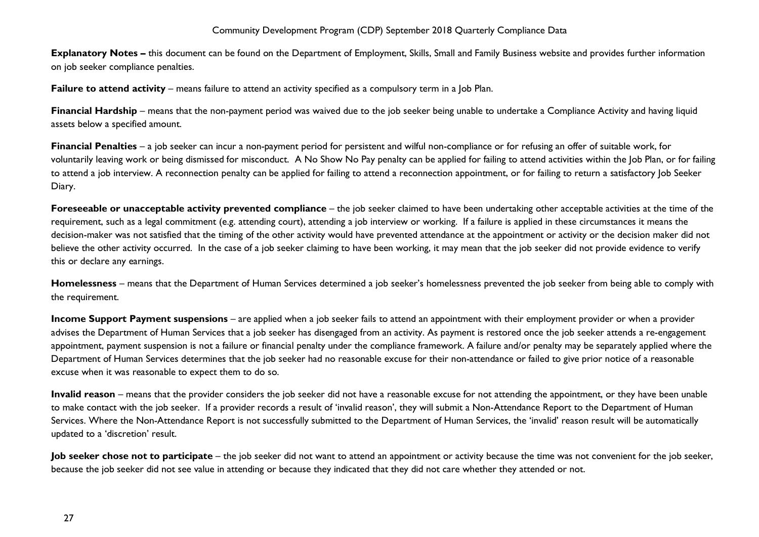**Explanatory Notes –** this document can be found on the Department of Employment, Skills, Small and Family Business website and provides further information on job seeker compliance penalties.

**Failure to attend activity** – means failure to attend an activity specified as a compulsory term in a Job Plan.

**Financial Hardship** – means that the non-payment period was waived due to the job seeker being unable to undertake a Compliance Activity and having liquid assets below a specified amount.

**Financial Penalties** – a job seeker can incur a non-payment period for persistent and wilful non-compliance or for refusing an offer of suitable work, for voluntarily leaving work or being dismissed for misconduct. A No Show No Pay penalty can be applied for failing to attend activities within the Job Plan, or for failing to attend a job interview. A reconnection penalty can be applied for failing to attend a reconnection appointment, or for failing to return a satisfactory Job Seeker Diary.

**Foreseeable or unacceptable activity prevented compliance** – the job seeker claimed to have been undertaking other acceptable activities at the time of the requirement, such as a legal commitment (e.g. attending court), attending a job interview or working. If a failure is applied in these circumstances it means the decision-maker was not satisfied that the timing of the other activity would have prevented attendance at the appointment or activity or the decision maker did not believe the other activity occurred. In the case of a job seeker claiming to have been working, it may mean that the job seeker did not provide evidence to verify this or declare any earnings.

**Homelessness** – means that the Department of Human Services determined a job seeker's homelessness prevented the job seeker from being able to comply with the requirement.

**Income Support Payment suspensions** – are applied when a job seeker fails to attend an appointment with their employment provider or when a provider advises the Department of Human Services that a job seeker has disengaged from an activity. As payment is restored once the job seeker attends a re-engagement appointment, payment suspension is not a failure or financial penalty under the compliance framework. A failure and/or penalty may be separately applied where the Department of Human Services determines that the job seeker had no reasonable excuse for their non-attendance or failed to give prior notice of a reasonable excuse when it was reasonable to expect them to do so.

**Invalid reason** – means that the provider considers the job seeker did not have a reasonable excuse for not attending the appointment, or they have been unable to make contact with the job seeker. If a provider records a result of 'invalid reason', they will submit a Non-Attendance Report to the Department of Human Services. Where the Non-Attendance Report is not successfully submitted to the Department of Human Services, the 'invalid' reason result will be automatically updated to a 'discretion' result.

**Job seeker chose not to participate** – the job seeker did not want to attend an appointment or activity because the time was not convenient for the job seeker, because the job seeker did not see value in attending or because they indicated that they did not care whether they attended or not.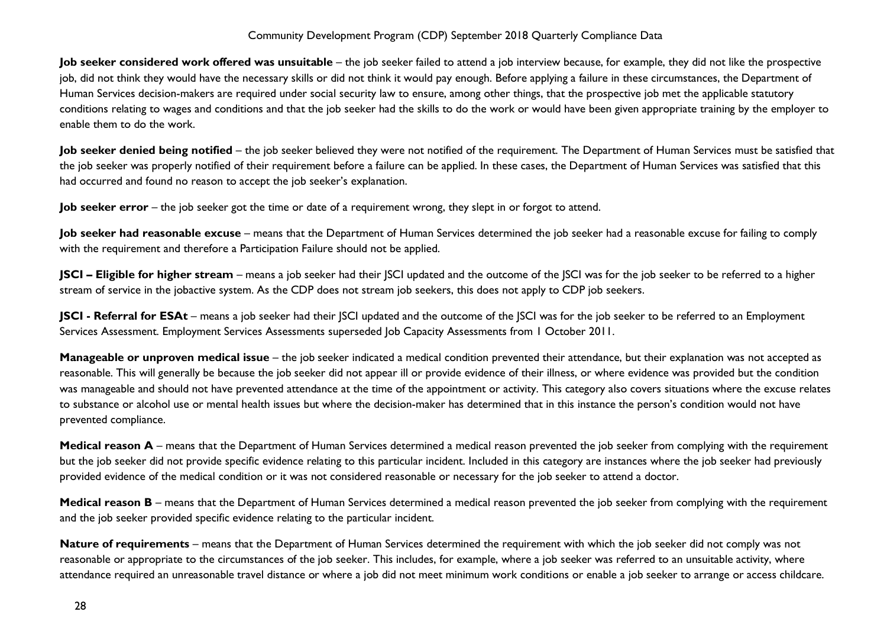**Job seeker considered work offered was unsuitable** – the job seeker failed to attend a job interview because, for example, they did not like the prospective job, did not think they would have the necessary skills or did not think it would pay enough. Before applying a failure in these circumstances, the Department of Human Services decision-makers are required under social security law to ensure, among other things, that the prospective job met the applicable statutory conditions relating to wages and conditions and that the job seeker had the skills to do the work or would have been given appropriate training by the employer to enable them to do the work.

**Job seeker denied being notified** – the job seeker believed they were not notified of the requirement. The Department of Human Services must be satisfied that the job seeker was properly notified of their requirement before a failure can be applied. In these cases, the Department of Human Services was satisfied that this had occurred and found no reason to accept the job seeker's explanation.

**Job seeker error** – the job seeker got the time or date of a requirement wrong, they slept in or forgot to attend.

**Job seeker had reasonable excuse** – means that the Department of Human Services determined the job seeker had a reasonable excuse for failing to comply with the requirement and therefore a Participation Failure should not be applied.

**JSCI – Eligible for higher stream** – means a job seeker had their JSCI updated and the outcome of the JSCI was for the job seeker to be referred to a higher stream of service in the jobactive system. As the CDP does not stream job seekers, this does not apply to CDP job seekers.

**JSCI - Referral for ESAt** – means a job seeker had their JSCI updated and the outcome of the JSCI was for the job seeker to be referred to an Employment Services Assessment. Employment Services Assessments superseded Job Capacity Assessments from 1 October 2011.

**Manageable or unproven medical issue** – the job seeker indicated a medical condition prevented their attendance, but their explanation was not accepted as reasonable. This will generally be because the job seeker did not appear ill or provide evidence of their illness, or where evidence was provided but the condition was manageable and should not have prevented attendance at the time of the appointment or activity. This category also covers situations where the excuse relates to substance or alcohol use or mental health issues but where the decision-maker has determined that in this instance the person's condition would not have prevented compliance.

**Medical reason A** – means that the Department of Human Services determined a medical reason prevented the job seeker from complying with the requirement but the job seeker did not provide specific evidence relating to this particular incident. Included in this category are instances where the job seeker had previously provided evidence of the medical condition or it was not considered reasonable or necessary for the job seeker to attend a doctor.

**Medical reason B** – means that the Department of Human Services determined a medical reason prevented the job seeker from complying with the requirement and the job seeker provided specific evidence relating to the particular incident.

**Nature of requirements** – means that the Department of Human Services determined the requirement with which the job seeker did not comply was not reasonable or appropriate to the circumstances of the job seeker. This includes, for example, where a job seeker was referred to an unsuitable activity, where attendance required an unreasonable travel distance or where a job did not meet minimum work conditions or enable a job seeker to arrange or access childcare.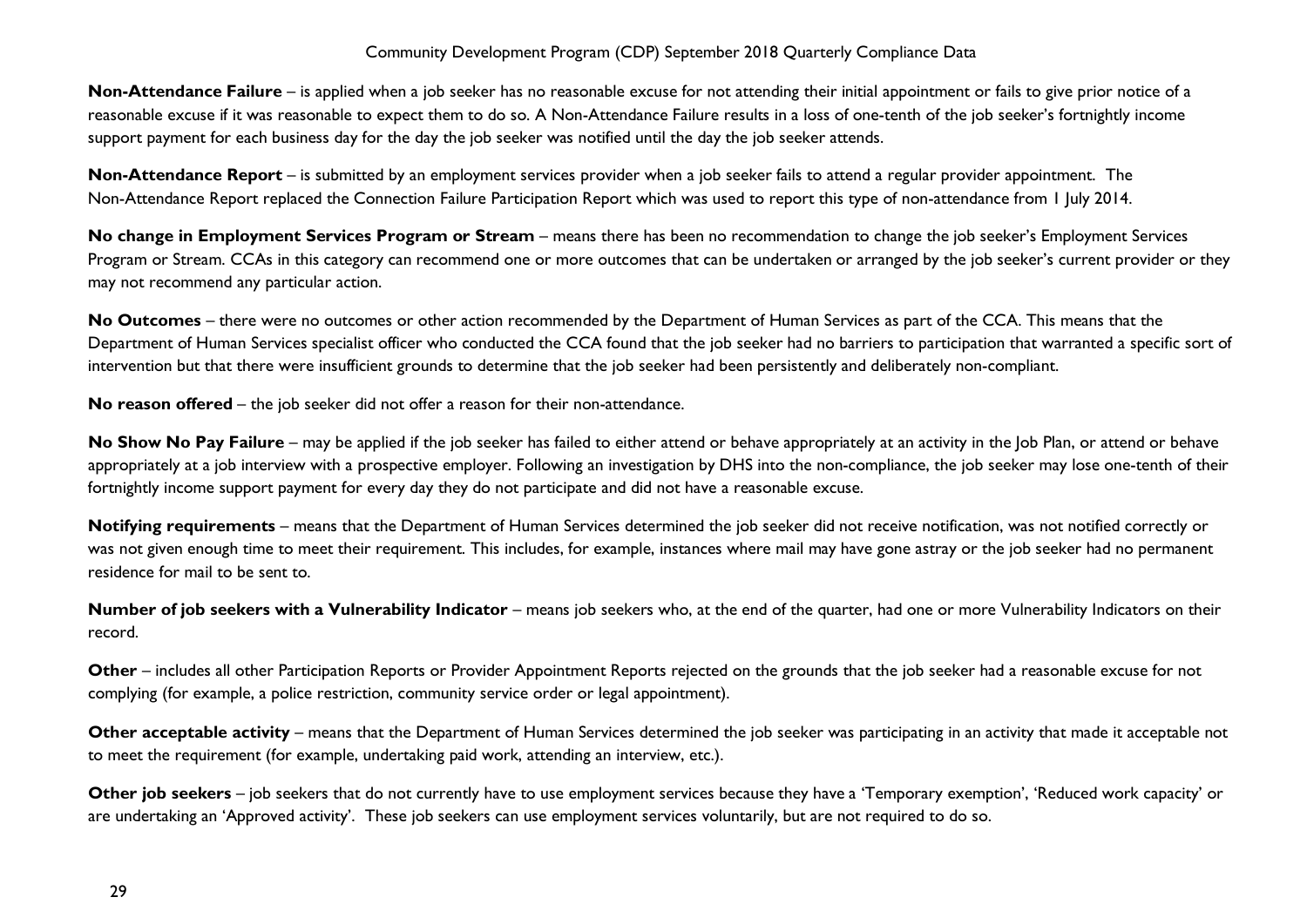**Non-Attendance Failure** – is applied when a job seeker has no reasonable excuse for not attending their initial appointment or fails to give prior notice of a reasonable excuse if it was reasonable to expect them to do so. A Non-Attendance Failure results in a loss of one-tenth of the job seeker's fortnightly income support payment for each business day for the day the job seeker was notified until the day the job seeker attends.

**Non-Attendance Report** – is submitted by an employment services provider when a job seeker fails to attend a regular provider appointment. The Non-Attendance Report replaced the Connection Failure Participation Report which was used to report this type of non-attendance from 1 July 2014.

**No change in Employment Services Program or Stream** – means there has been no recommendation to change the job seeker's Employment Services Program or Stream. CCAs in this category can recommend one or more outcomes that can be undertaken or arranged by the job seeker's current provider or they may not recommend any particular action.

**No Outcomes** – there were no outcomes or other action recommended by the Department of Human Services as part of the CCA. This means that the Department of Human Services specialist officer who conducted the CCA found that the job seeker had no barriers to participation that warranted a specific sort of intervention but that there were insufficient grounds to determine that the job seeker had been persistently and deliberately non-compliant.

**No reason offered** – the job seeker did not offer a reason for their non-attendance.

**No Show No Pay Failure** – may be applied if the job seeker has failed to either attend or behave appropriately at an activity in the Job Plan, or attend or behave appropriately at a job interview with a prospective employer. Following an investigation by DHS into the non-compliance, the job seeker may lose one-tenth of their fortnightly income support payment for every day they do not participate and did not have a reasonable excuse.

**Notifying requirements** – means that the Department of Human Services determined the job seeker did not receive notification, was not notified correctly or was not given enough time to meet their requirement. This includes, for example, instances where mail may have gone astray or the job seeker had no permanent residence for mail to be sent to.

**Number of job seekers with a Vulnerability Indicator** – means job seekers who, at the end of the quarter, had one or more Vulnerability Indicators on their record.

**Other** – includes all other Participation Reports or Provider Appointment Reports rejected on the grounds that the job seeker had a reasonable excuse for not complying (for example, a police restriction, community service order or legal appointment).

**Other acceptable activity** – means that the Department of Human Services determined the job seeker was participating in an activity that made it acceptable not to meet the requirement (for example, undertaking paid work, attending an interview, etc.).

**Other job seekers** – job seekers that do not currently have to use employment services because they have a 'Temporary exemption', 'Reduced work capacity' or are undertaking an 'Approved activity'. These job seekers can use employment services voluntarily, but are not required to do so.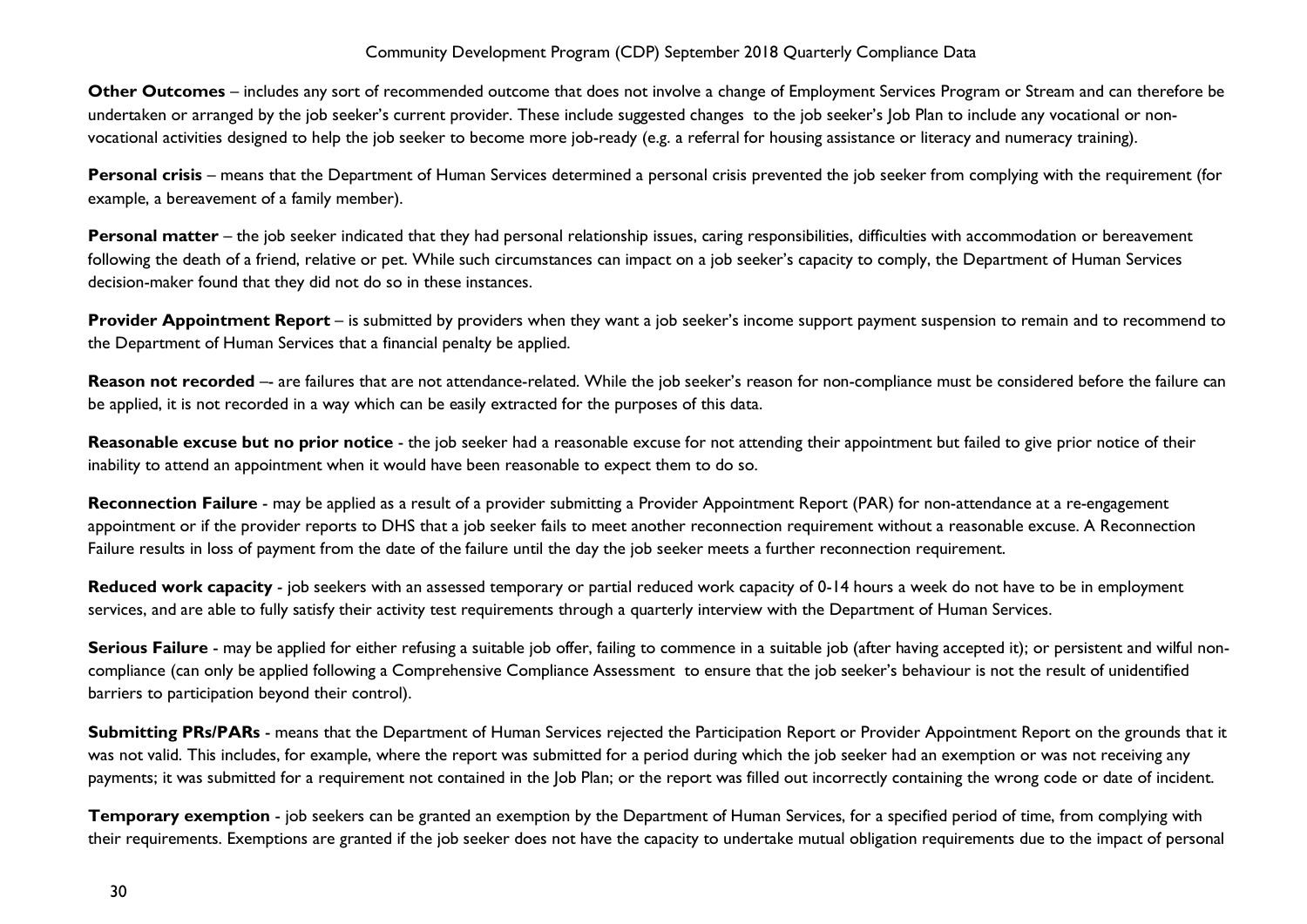**Other Outcomes** – includes any sort of recommended outcome that does not involve a change of Employment Services Program or Stream and can therefore be undertaken or arranged by the job seeker's current provider. These include suggested changes to the job seeker's Job Plan to include any vocational or non-vocational activities designed to help the job seeker to become more job-ready (e.g. a referral for housing assistance or literacy and numeracy training).

**Personal crisis** – means that the Department of Human Services determined a personal crisis prevented the job seeker from complying with the requirement (for example, a bereavement of a family member).

**Personal matter** – the job seeker indicated that they had personal relationship issues, caring responsibilities, difficulties with accommodation or bereavement following the death of a friend, relative or pet. While such circumstances can impact on a job seeker's capacity to comply, the Department of Human Services decision-maker found that they did not do so in these instances.

**Provider Appointment Report** – is submitted by providers when they want a job seeker's income support payment suspension to remain and to recommend to the Department of Human Services that a financial penalty be applied.

**Reason not recorded** –- are failures that are not attendance-related. While the job seeker's reason for non-compliance must be considered before the failure can be applied, it is not recorded in a way which can be easily extracted for the purposes of this data.

**Reasonable excuse but no prior notice** - the job seeker had a reasonable excuse for not attending their appointment but failed to give prior notice of their inability to attend an appointment when it would have been reasonable to expect them to do so.

**Reconnection Failure** - may be applied as a result of a provider submitting a Provider Appointment Report (PAR) for non-attendance at a re-engagement appointment or if the provider reports to DHS that a job seeker fails to meet another reconnection requirement without a reasonable excuse. A Reconnection Failure results in loss of payment from the date of the failure until the day the job seeker meets a further reconnection requirement.

**Reduced work capacity** - job seekers with an assessed temporary or partial reduced work capacity of 0-14 hours a week do not have to be in employment services, and are able to fully satisfy their activity test requirements through a quarterly interview with the Department of Human Services.

**Serious Failure** - may be applied for either refusing a suitable job offer, failing to commence in a suitable job (after having accepted it); or persistent and wilful non-compliance (can only be applied following a Comprehensive Compliance Assessment to ensure that the job seeker's behaviour is not the result of unidentified barriers to participation beyond their control).

**Submitting PRs/PARs** - means that the Department of Human Services rejected the Participation Report or Provider Appointment Report on the grounds that it was not valid. This includes, for example, where the report was submitted for a period during which the job seeker had an exemption or was not receiving any payments; it was submitted for a requirement not contained in the Job Plan; or the report was filled out incorrectly containing the wrong code or date of incident.

**Temporary exemption** - job seekers can be granted an exemption by the Department of Human Services, for a specified period of time, from complying with their requirements. Exemptions are granted if the job seeker does not have the capacity to undertake mutual obligation requirements due to the impact of personal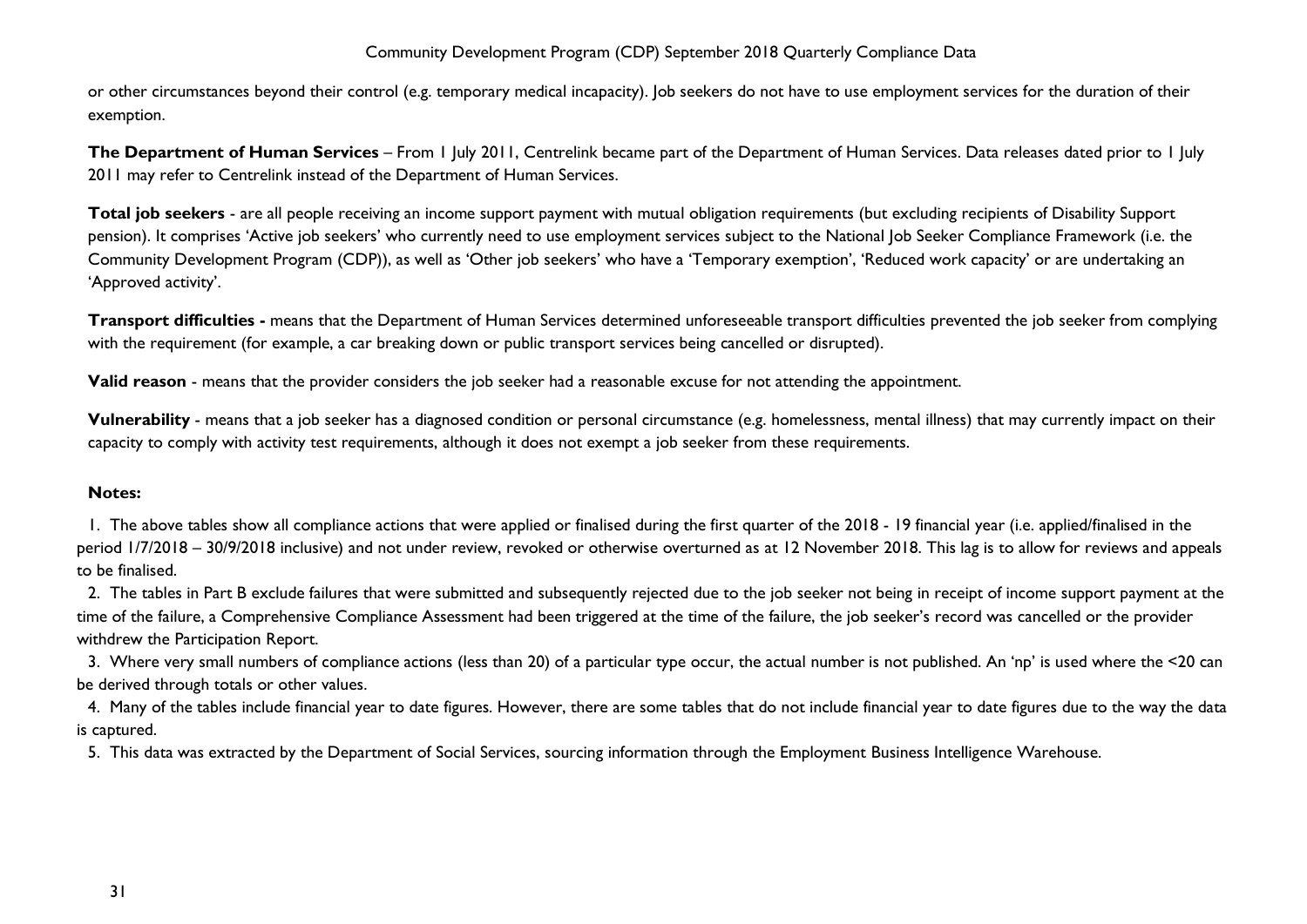or other circumstances beyond their control (e.g. temporary medical incapacity). Job seekers do not have to use employment services for the duration of their exemption.

**The Department of Human Services** – From 1 July 2011, Centrelink became part of the Department of Human Services. Data releases dated prior to 1 July 2011 may refer to Centrelink instead of the Department of Human Services.

**Total job seekers** - are all people receiving an income support payment with mutual obligation requirements (but excluding recipients of Disability Support pension). It comprises 'Active job seekers' who currently need to use employment services subject to the National Job Seeker Compliance Framework (i.e. the Community Development Program (CDP)), as well as 'Other job seekers' who have a 'Temporary exemption', 'Reduced work capacity' or are undertaking an 'Approved activity'.

**Transport difficulties -** means that the Department of Human Services determined unforeseeable transport difficulties prevented the job seeker from complying with the requirement (for example, a car breaking down or public transport services being cancelled or disrupted).

**Valid reason** - means that the provider considers the job seeker had a reasonable excuse for not attending the appointment.

**Vulnerability** - means that a job seeker has a diagnosed condition or personal circumstance (e.g. homelessness, mental illness) that may currently impact on their capacity to comply with activity test requirements, although it does not exempt a job seeker from these requirements.

**Notes:**

1. The above tables show all compliance actions that were applied or finalised during the first quarter of the 2018 - 19 financial year (i.e. applied/finalised in the period 1/7/2018 – 30/9/2018 inclusive) and not under review, revoked or otherwise overturned as at 12 November 2018. This lag is to allow for reviews and appeals to be finalised.
2. The tables in Part B exclude failures that were submitted and subsequently rejected due to the job seeker not being in receipt of income support payment at the time of the failure, a Comprehensive Compliance Assessment had been triggered at the time of the failure, the job seeker's record was cancelled or the provider withdrew the Participation Report.
3. Where very small numbers of compliance actions (less than 20) of a particular type occur, the actual number is not published. An 'np' is used where the <20 can be derived through totals or other values.
4. Many of the tables include financial year to date figures. However, there are some tables that do not include financial year to date figures due to the way the data is captured.
5. This data was extracted by the Department of Social Services, sourcing information through the Employment Business Intelligence Warehouse.